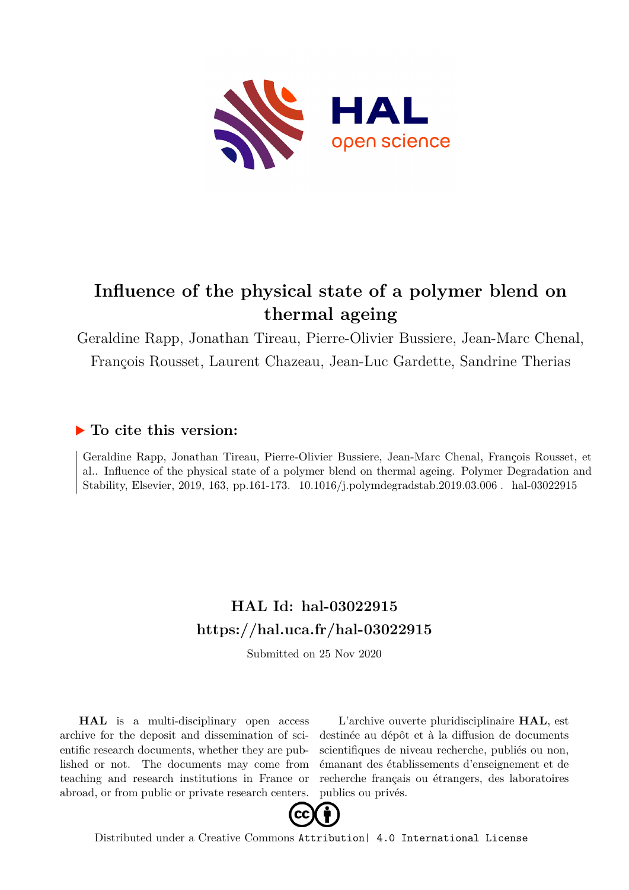# Influence of the physical state of a polymer blend on thermal ageing

Geraldine Rapp, Jonathan Tireau, Pierre-Olivier Bussiere, Jean-Marc Chenal, François Rousset, Laurent Chazeau, Jean-Luc Gardette, Sandrine Therias

## ▶ To cite this version:

Geraldine Rapp, Jonathan Tireau, Pierre-Olivier Bussiere, Jean-Marc Chenal, François Rousset, et al.. Influence of the physical state of a polymer blend on thermal ageing. Polymer Degradation and Stability, Elsevier, 2019, 163, pp.161-173. 10.1016/j.polymdegradstab.2019.03.006 . hal-03022915

## HAL Id: hal-03022915

## https://hal.uca.fr/hal-03022915

Submitted on 25 Nov 2020

**HAL** is a multi-disciplinary open access archive for the deposit and dissemination of scientific research documents, whether they are published or not. The documents may come from teaching and research institutions in France or abroad, or from public or private research centers.

L'archive ouverte pluridisciplinaire **HAL**, est destinée au dépôt et à la diffusion de documents scientifiques de niveau recherche, publiés ou non, émanant des établissements d'enseignement et de recherche français ou étrangers, des laboratoires publics ou privés.

Distributed under a Creative Commons Attribution| 4.0 International License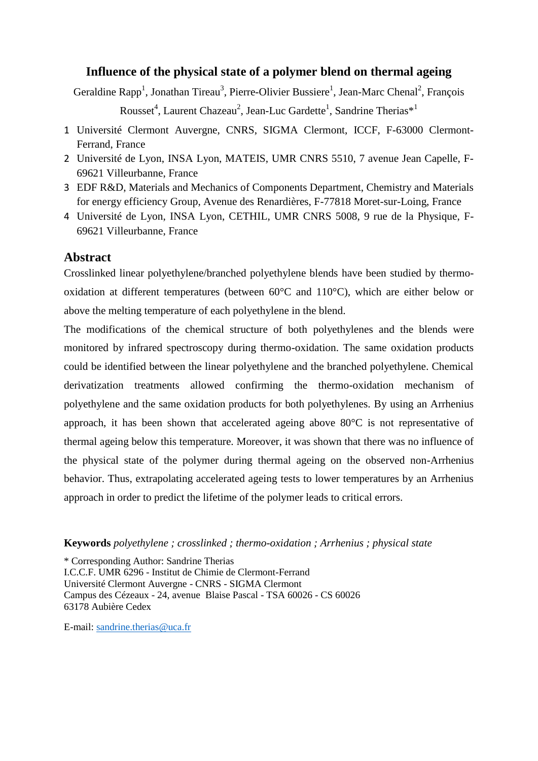# Influence of the physical state of a polymer blend on thermal ageing

Geraldine Rapp[1], Jonathan Tireau[3], Pierre-Olivier Bussiere[1], Jean-Marc Chenal[2], François Rousset[4], Laurent Chazeau[2], Jean-Luc Gardette[1], Sandrine Therias*[1]

1. Université Clermont Auvergne, CNRS, SIGMA Clermont, ICCF, F-63000 Clermont-Ferrand, France
2. Université de Lyon, INSA Lyon, MATEIS, UMR CNRS 5510, 7 avenue Jean Capelle, F-69621 Villeurbanne, France
3. EDF R&D, Materials and Mechanics of Components Department, Chemistry and Materials for energy efficiency Group, Avenue des Renardières, F-77818 Moret-sur-Loing, France
4. Université de Lyon, INSA Lyon, CETHIL, UMR CNRS 5008, 9 rue de la Physique, F-69621 Villeurbanne, France

## Abstract

Crosslinked linear polyethylene/branched polyethylene blends have been studied by thermo-oxidation at different temperatures (between 60°C and 110°C), which are either below or above the melting temperature of each polyethylene in the blend.

The modifications of the chemical structure of both polyethylenes and the blends were monitored by infrared spectroscopy during thermo-oxidation. The same oxidation products could be identified between the linear polyethylene and the branched polyethylene. Chemical derivatization treatments allowed confirming the thermo-oxidation mechanism of polyethylene and the same oxidation products for both polyethylenes. By using an Arrhenius approach, it has been shown that accelerated ageing above 80°C is not representative of thermal ageing below this temperature. Moreover, it was shown that there was no influence of the physical state of the polymer during thermal ageing on the observed non-Arrhenius behavior. Thus, extrapolating accelerated ageing tests to lower temperatures by an Arrhenius approach in order to predict the lifetime of the polymer leads to critical errors.

**Keywords** *polyethylene ; crosslinked ; thermo-oxidation ; Arrhenius ; physical state*

\* Corresponding Author: Sandrine Therias
I.C.C.F. UMR 6296 - Institut de Chimie de Clermont-Ferrand
Université Clermont Auvergne - CNRS - SIGMA Clermont
Campus des Cézeaux - 24, avenue Blaise Pascal - TSA 60026 - CS 60026
63178 Aubière Cedex

E-mail: sandrine.therias@uca.fr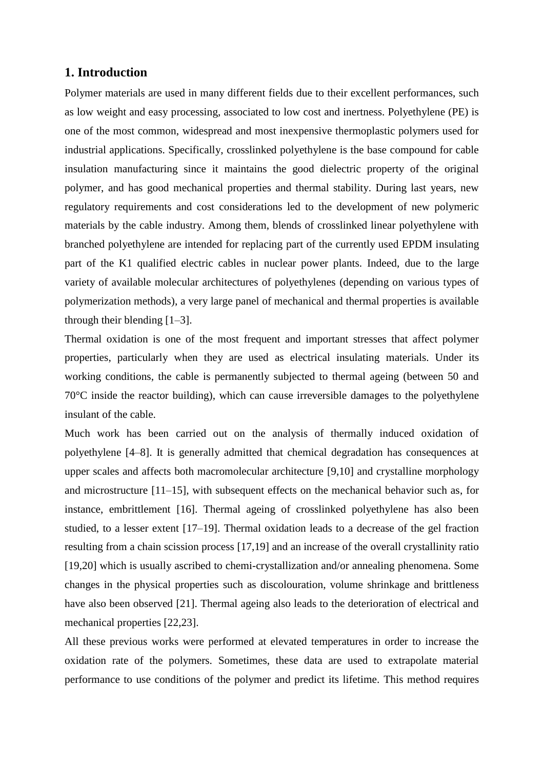## 1. Introduction

Polymer materials are used in many different fields due to their excellent performances, such as low weight and easy processing, associated to low cost and inertness. Polyethylene (PE) is one of the most common, widespread and most inexpensive thermoplastic polymers used for industrial applications. Specifically, crosslinked polyethylene is the base compound for cable insulation manufacturing since it maintains the good dielectric property of the original polymer, and has good mechanical properties and thermal stability. During last years, new regulatory requirements and cost considerations led to the development of new polymeric materials by the cable industry. Among them, blends of crosslinked linear polyethylene with branched polyethylene are intended for replacing part of the currently used EPDM insulating part of the K1 qualified electric cables in nuclear power plants. Indeed, due to the large variety of available molecular architectures of polyethylenes (depending on various types of polymerization methods), a very large panel of mechanical and thermal properties is available through their blending [1–3].

Thermal oxidation is one of the most frequent and important stresses that affect polymer properties, particularly when they are used as electrical insulating materials. Under its working conditions, the cable is permanently subjected to thermal ageing (between 50 and 70°C inside the reactor building), which can cause irreversible damages to the polyethylene insulant of the cable.

Much work has been carried out on the analysis of thermally induced oxidation of polyethylene [4–8]. It is generally admitted that chemical degradation has consequences at upper scales and affects both macromolecular architecture [9,10] and crystalline morphology and microstructure [11–15], with subsequent effects on the mechanical behavior such as, for instance, embrittlement [16]. Thermal ageing of crosslinked polyethylene has also been studied, to a lesser extent [17–19]. Thermal oxidation leads to a decrease of the gel fraction resulting from a chain scission process [17,19] and an increase of the overall crystallinity ratio [19,20] which is usually ascribed to chemi-crystallization and/or annealing phenomena. Some changes in the physical properties such as discolouration, volume shrinkage and brittleness have also been observed [21]. Thermal ageing also leads to the deterioration of electrical and mechanical properties [22,23].

All these previous works were performed at elevated temperatures in order to increase the oxidation rate of the polymers. Sometimes, these data are used to extrapolate material performance to use conditions of the polymer and predict its lifetime. This method requires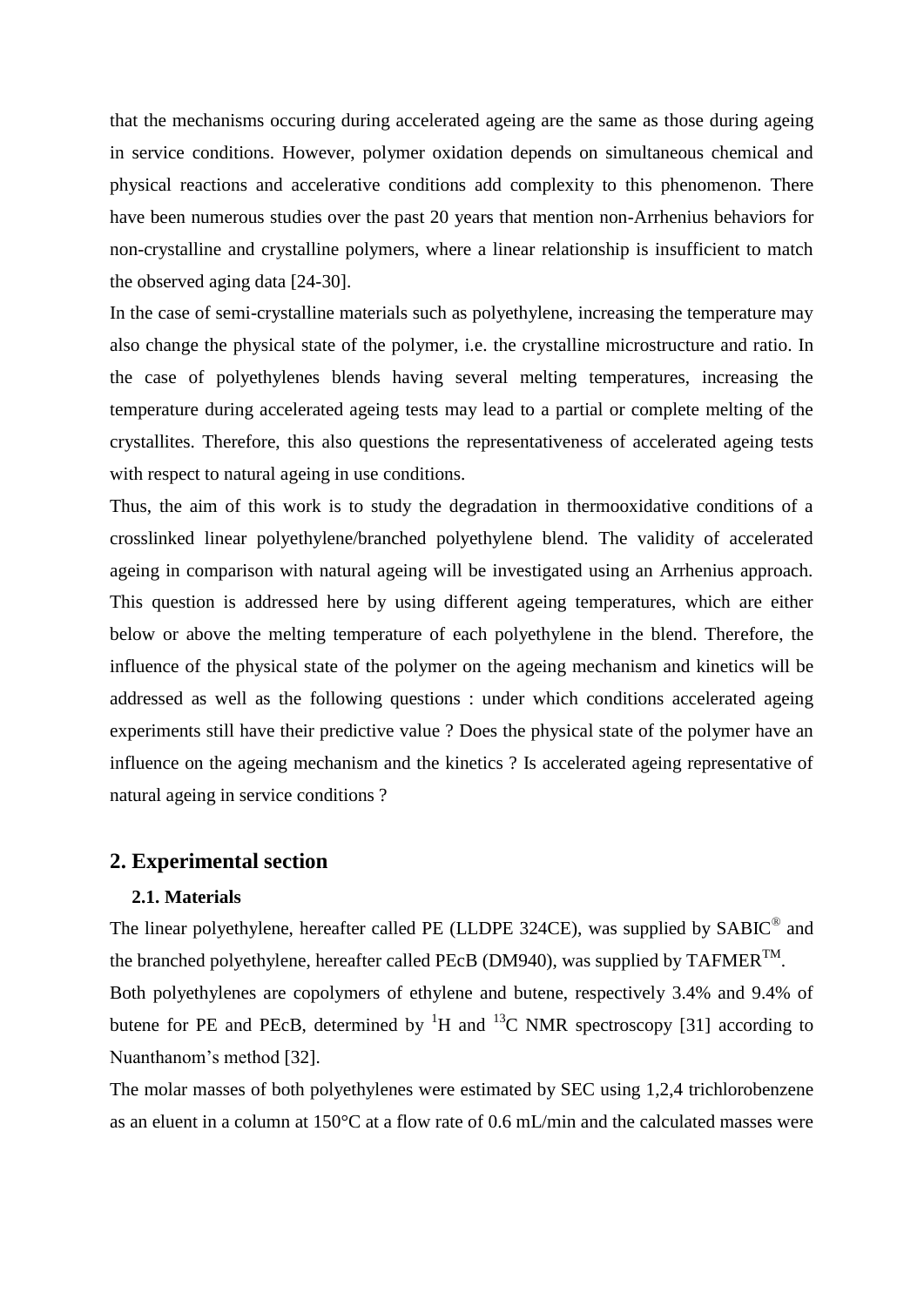that the mechanisms occuring during accelerated ageing are the same as those during ageing in service conditions. However, polymer oxidation depends on simultaneous chemical and physical reactions and accelerative conditions add complexity to this phenomenon. There have been numerous studies over the past 20 years that mention non-Arrhenius behaviors for non-crystalline and crystalline polymers, where a linear relationship is insufficient to match the observed aging data [24-30].

In the case of semi-crystalline materials such as polyethylene, increasing the temperature may also change the physical state of the polymer, i.e. the crystalline microstructure and ratio. In the case of polyethylenes blends having several melting temperatures, increasing the temperature during accelerated ageing tests may lead to a partial or complete melting of the crystallites. Therefore, this also questions the representativeness of accelerated ageing tests with respect to natural ageing in use conditions.

Thus, the aim of this work is to study the degradation in thermooxidative conditions of a crosslinked linear polyethylene/branched polyethylene blend. The validity of accelerated ageing in comparison with natural ageing will be investigated using an Arrhenius approach. This question is addressed here by using different ageing temperatures, which are either below or above the melting temperature of each polyethylene in the blend. Therefore, the influence of the physical state of the polymer on the ageing mechanism and kinetics will be addressed as well as the following questions : under which conditions accelerated ageing experiments still have their predictive value ? Does the physical state of the polymer have an influence on the ageing mechanism and the kinetics ? Is accelerated ageing representative of natural ageing in service conditions ?

## 2. Experimental section

### 2.1. Materials

The linear polyethylene, hereafter called PE (LLDPE 324CE), was supplied by SABIC® and the branched polyethylene, hereafter called PEcB (DM940), was supplied by TAFMER™.

Both polyethylenes are copolymers of ethylene and butene, respectively 3.4% and 9.4% of butene for PE and PEcB, determined by $^{1}H$ and $^{13}C$ NMR spectroscopy [31] according to Nuanthanom's method [32].

The molar masses of both polyethylenes were estimated by SEC using 1,2,4 trichlorobenzene as an eluent in a column at 150°C at a flow rate of 0.6 mL/min and the calculated masses were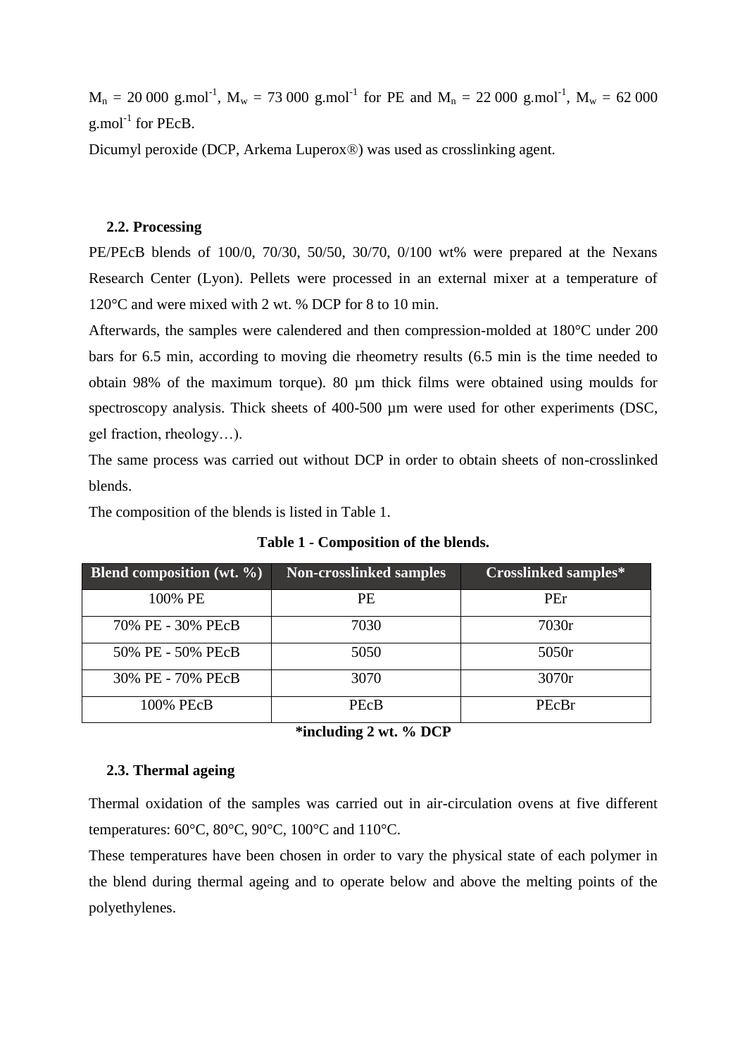$M_n$ = 20 000 g.mol$^{-1}$, $M_w$ = 73 000 g.mol$^{-1}$ for PE and $M_n$ = 22 000 g.mol$^{-1}$, $M_w$ = 62 000 g.mol$^{-1}$ for PEcB.

Dicumyl peroxide (DCP, Arkema Luperox®) was used as crosslinking agent.

### 2.2. Processing

PE/PEcB blends of 100/0, 70/30, 50/50, 30/70, 0/100 wt% were prepared at the Nexans Research Center (Lyon). Pellets were processed in an external mixer at a temperature of 120°C and were mixed with 2 wt. % DCP for 8 to 10 min.

Afterwards, the samples were calendered and then compression-molded at 180°C under 200 bars for 6.5 min, according to moving die rheometry results (6.5 min is the time needed to obtain 98% of the maximum torque). 80 µm thick films were obtained using moulds for spectroscopy analysis. Thick sheets of 400-500 µm were used for other experiments (DSC, gel fraction, rheology…).

The same process was carried out without DCP in order to obtain sheets of non-crosslinked blends.

The composition of the blends is listed in Table 1.

**Table 1 - Composition of the blends.**

| Blend composition (wt. %) | Non-crosslinked samples | Crosslinked samples* |
|---|---|---|
| 100% PE | PE | PEr |
| 70% PE - 30% PEcB | 7030 | 7030r |
| 50% PE - 50% PEcB | 5050 | 5050r |
| 30% PE - 70% PEcB | 3070 | 3070r |
| 100% PEcB | PEcB | PEcBr |

**\*including 2 wt. % DCP**

### 2.3. Thermal ageing

Thermal oxidation of the samples was carried out in air-circulation ovens at five different temperatures: 60°C, 80°C, 90°C, 100°C and 110°C.

These temperatures have been chosen in order to vary the physical state of each polymer in the blend during thermal ageing and to operate below and above the melting points of the polyethylenes.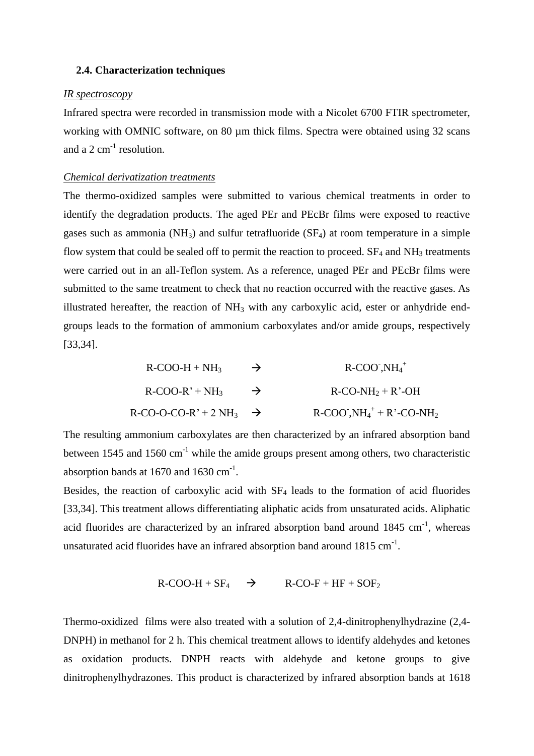### 2.4. Characterization techniques

*IR spectroscopy*

Infrared spectra were recorded in transmission mode with a Nicolet 6700 FTIR spectrometer, working with OMNIC software, on 80 µm thick films. Spectra were obtained using 32 scans and a 2 $cm^{-1}$ resolution.

*Chemical derivatization treatments*

The thermo-oxidized samples were submitted to various chemical treatments in order to identify the degradation products. The aged PEr and PEcBr films were exposed to reactive gases such as ammonia ($NH_3$) and sulfur tetrafluoride ($SF_4$) at room temperature in a simple flow system that could be sealed off to permit the reaction to proceed. $SF_4$ and $NH_3$ treatments were carried out in an all-Teflon system. As a reference, unaged PEr and PEcBr films were submitted to the same treatment to check that no reaction occurred with the reactive gases. As illustrated hereafter, the reaction of $NH_3$ with any carboxylic acid, ester or anhydride end-groups leads to the formation of ammonium carboxylates and/or amide groups, respectively [33,34].

$$R\text{-}COO\text{-}H + NH_3 \rightarrow R\text{-}COO^-,NH_4^+$$

$$R\text{-}COO\text{-}R' + NH_3 \rightarrow R\text{-}CO\text{-}NH_2 + R'\text{-}OH$$

$$R\text{-}CO\text{-}O\text{-}CO\text{-}R' + 2\ NH_3 \rightarrow R\text{-}COO^-,NH_4^+ + R'\text{-}CO\text{-}NH_2$$

The resulting ammonium carboxylates are then characterized by an infrared absorption band between 1545 and 1560 $cm^{-1}$ while the amide groups present among others, two characteristic absorption bands at 1670 and 1630 $cm^{-1}$.

Besides, the reaction of carboxylic acid with $SF_4$ leads to the formation of acid fluorides [33,34]. This treatment allows differentiating aliphatic acids from unsaturated acids. Aliphatic acid fluorides are characterized by an infrared absorption band around 1845 $cm^{-1}$, whereas unsaturated acid fluorides have an infrared absorption band around 1815 $cm^{-1}$.

$$R\text{-}COO\text{-}H + SF_4 \rightarrow R\text{-}CO\text{-}F + HF + SOF_2$$

Thermo-oxidized films were also treated with a solution of 2,4-dinitrophenylhydrazine (2,4-DNPH) in methanol for 2 h. This chemical treatment allows to identify aldehydes and ketones as oxidation products. DNPH reacts with aldehyde and ketone groups to give dinitrophenylhydrazones. This product is characterized by infrared absorption bands at 1618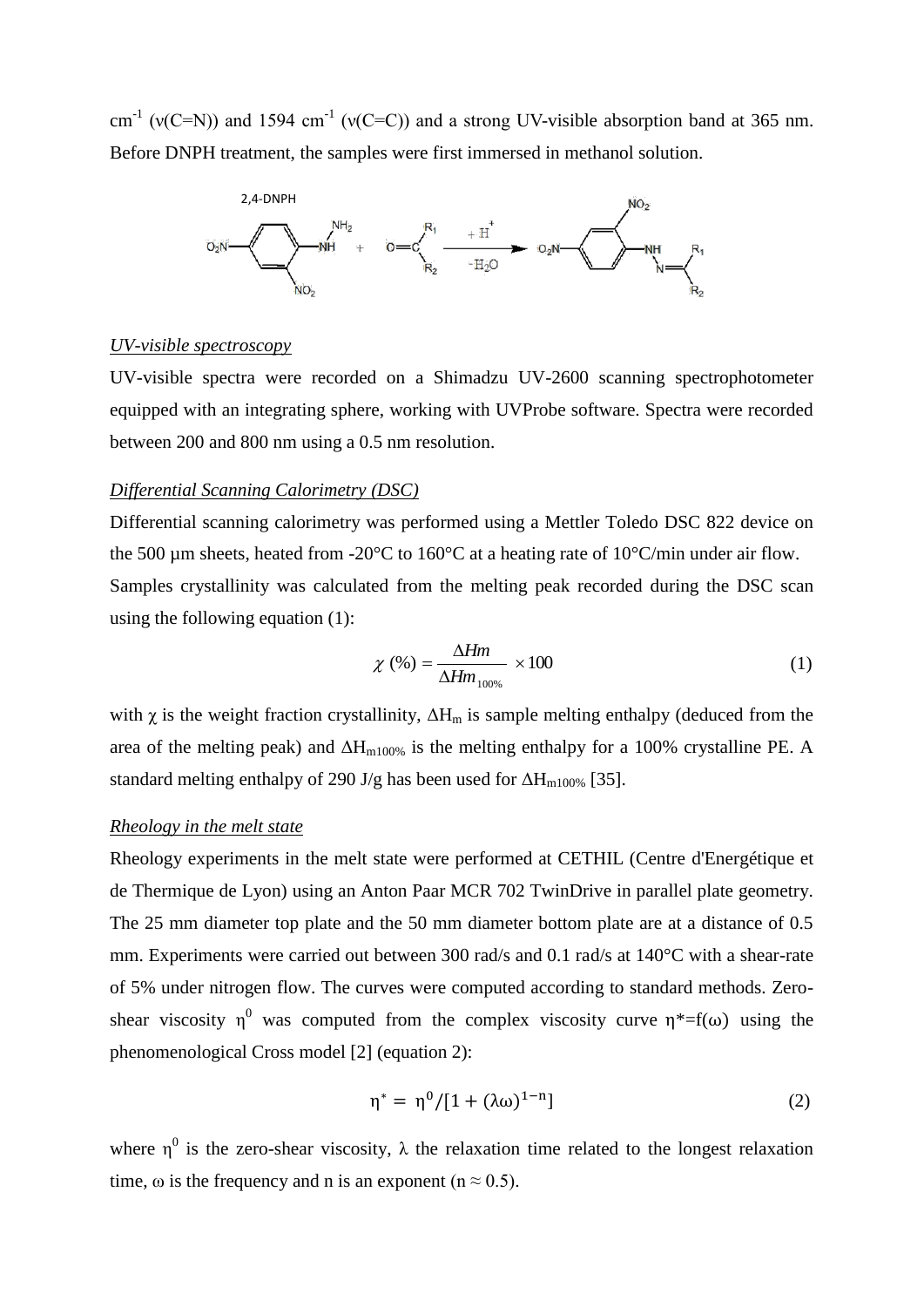$cm^{-1}$ (ν(C=N)) and 1594 $cm^{-1}$ (ν(C=C)) and a strong UV-visible absorption band at 365 nm. Before DNPH treatment, the samples were first immersed in methanol solution.

*UV-visible spectroscopy*

UV-visible spectra were recorded on a Shimadzu UV-2600 scanning spectrophotometer equipped with an integrating sphere, working with UVProbe software. Spectra were recorded between 200 and 800 nm using a 0.5 nm resolution.

*Differential Scanning Calorimetry (DSC)*

Differential scanning calorimetry was performed using a Mettler Toledo DSC 822 device on the 500 µm sheets, heated from -20°C to 160°C at a heating rate of 10°C/min under air flow.

Samples crystallinity was calculated from the melting peak recorded during the DSC scan using the following equation (1):

$$\chi\ (\%) = \frac{\Delta Hm}{\Delta Hm_{100\%}} \times 100 \tag{1}$$

with χ is the weight fraction crystallinity, $\Delta H_m$ is sample melting enthalpy (deduced from the area of the melting peak) and $\Delta H_{m100\%}$ is the melting enthalpy for a 100% crystalline PE. A standard melting enthalpy of 290 J/g has been used for $\Delta H_{m100\%}$ [35].

*Rheology in the melt state*

Rheology experiments in the melt state were performed at CETHIL (Centre d'Energétique et de Thermique de Lyon) using an Anton Paar MCR 702 TwinDrive in parallel plate geometry. The 25 mm diameter top plate and the 50 mm diameter bottom plate are at a distance of 0.5 mm. Experiments were carried out between 300 rad/s and 0.1 rad/s at 140°C with a shear-rate of 5% under nitrogen flow. The curves were computed according to standard methods. Zero-shear viscosity $\eta^0$ was computed from the complex viscosity curve $\eta^*=f(\omega)$ using the phenomenological Cross model [2] (equation 2):

$$\eta^* = \eta^0/[1 + (\lambda\omega)^{1-n}] \tag{2}$$

where $\eta^0$ is the zero-shear viscosity, λ the relaxation time related to the longest relaxation time, ω is the frequency and n is an exponent ($n \approx 0.5$).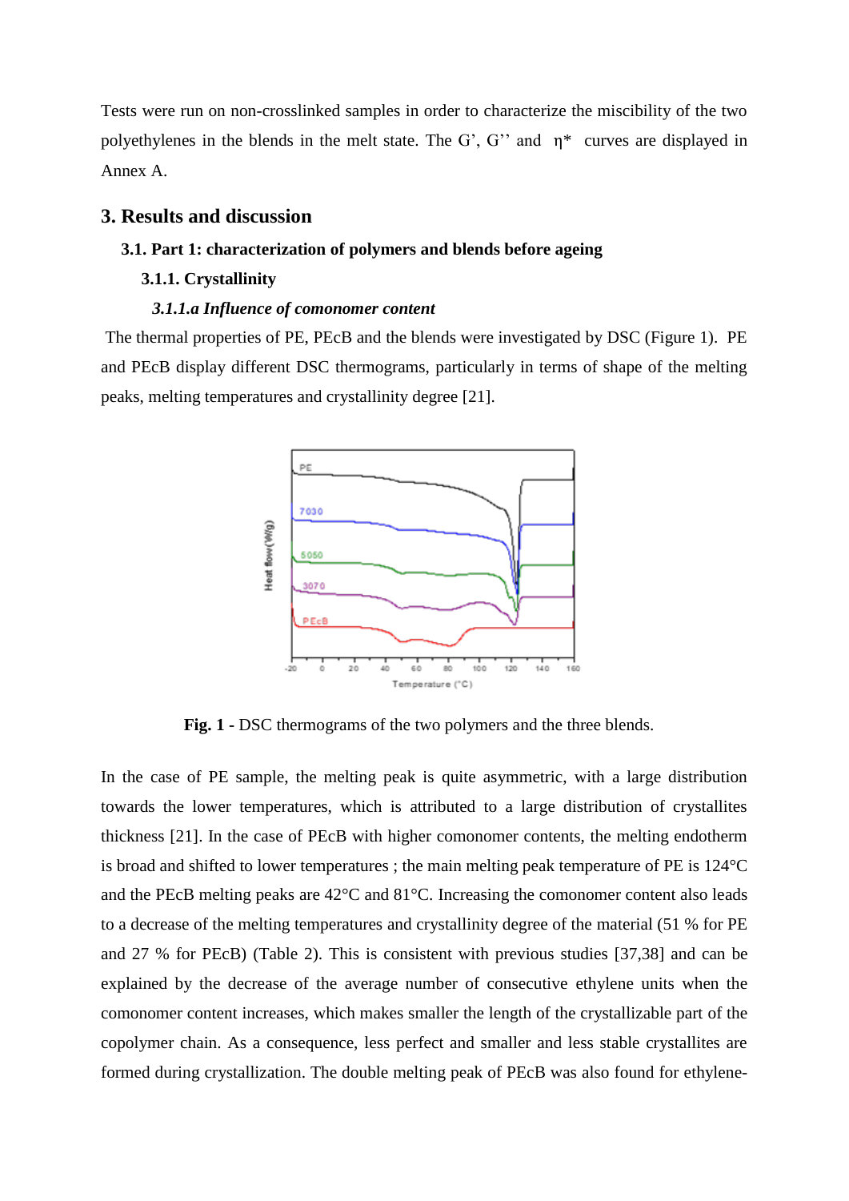Tests were run on non-crosslinked samples in order to characterize the miscibility of the two polyethylenes in the blends in the melt state. The G', G'' and η* curves are displayed in Annex A.

# 3. Results and discussion

## 3.1. Part 1: characterization of polymers and blends before ageing

### 3.1.1. Crystallinity

#### *3.1.1.a Influence of comonomer content*

The thermal properties of PE, PEcB and the blends were investigated by DSC (Figure 1). PE and PEcB display different DSC thermograms, particularly in terms of shape of the melting peaks, melting temperatures and crystallinity degree [21].

**Fig. 1 -** DSC thermograms of the two polymers and the three blends.

In the case of PE sample, the melting peak is quite asymmetric, with a large distribution towards the lower temperatures, which is attributed to a large distribution of crystallites thickness [21]. In the case of PEcB with higher comonomer contents, the melting endotherm is broad and shifted to lower temperatures ; the main melting peak temperature of PE is 124°C and the PEcB melting peaks are 42°C and 81°C. Increasing the comonomer content also leads to a decrease of the melting temperatures and crystallinity degree of the material (51 % for PE and 27 % for PEcB) (Table 2). This is consistent with previous studies [37,38] and can be explained by the decrease of the average number of consecutive ethylene units when the comonomer content increases, which makes smaller the length of the crystallizable part of the copolymer chain. As a consequence, less perfect and smaller and less stable crystallites are formed during crystallization. The double melting peak of PEcB was also found for ethylene-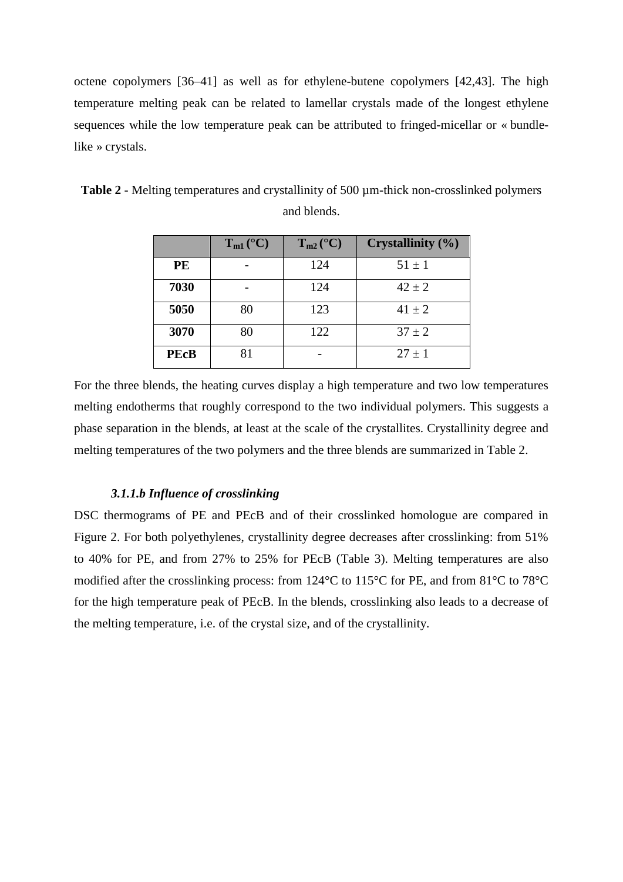octene copolymers [36–41] as well as for ethylene-butene copolymers [42,43]. The high temperature melting peak can be related to lamellar crystals made of the longest ethylene sequences while the low temperature peak can be attributed to fringed-micellar or « bundle-like » crystals.

**Table 2** - Melting temperatures and crystallinity of 500 µm-thick non-crosslinked polymers and blends.

| | $T_{m1}$ (°C) | $T_{m2}$ (°C) | Crystallinity (%) |
|---|---|---|---|
| **PE** | - | 124 | 51 ± 1 |
| **7030** | - | 124 | 42 ± 2 |
| **5050** | 80 | 123 | 41 ± 2 |
| **3070** | 80 | 122 | 37 ± 2 |
| **PEcB** | 81 | - | 27 ± 1 |

For the three blends, the heating curves display a high temperature and two low temperatures melting endotherms that roughly correspond to the two individual polymers. This suggests a phase separation in the blends, at least at the scale of the crystallites. Crystallinity degree and melting temperatures of the two polymers and the three blends are summarized in Table 2.

#### *3.1.1.b Influence of crosslinking*

DSC thermograms of PE and PEcB and of their crosslinked homologue are compared in Figure 2. For both polyethylenes, crystallinity degree decreases after crosslinking: from 51% to 40% for PE, and from 27% to 25% for PEcB (Table 3). Melting temperatures are also modified after the crosslinking process: from 124°C to 115°C for PE, and from 81°C to 78°C for the high temperature peak of PEcB. In the blends, crosslinking also leads to a decrease of the melting temperature, i.e. of the crystal size, and of the crystallinity.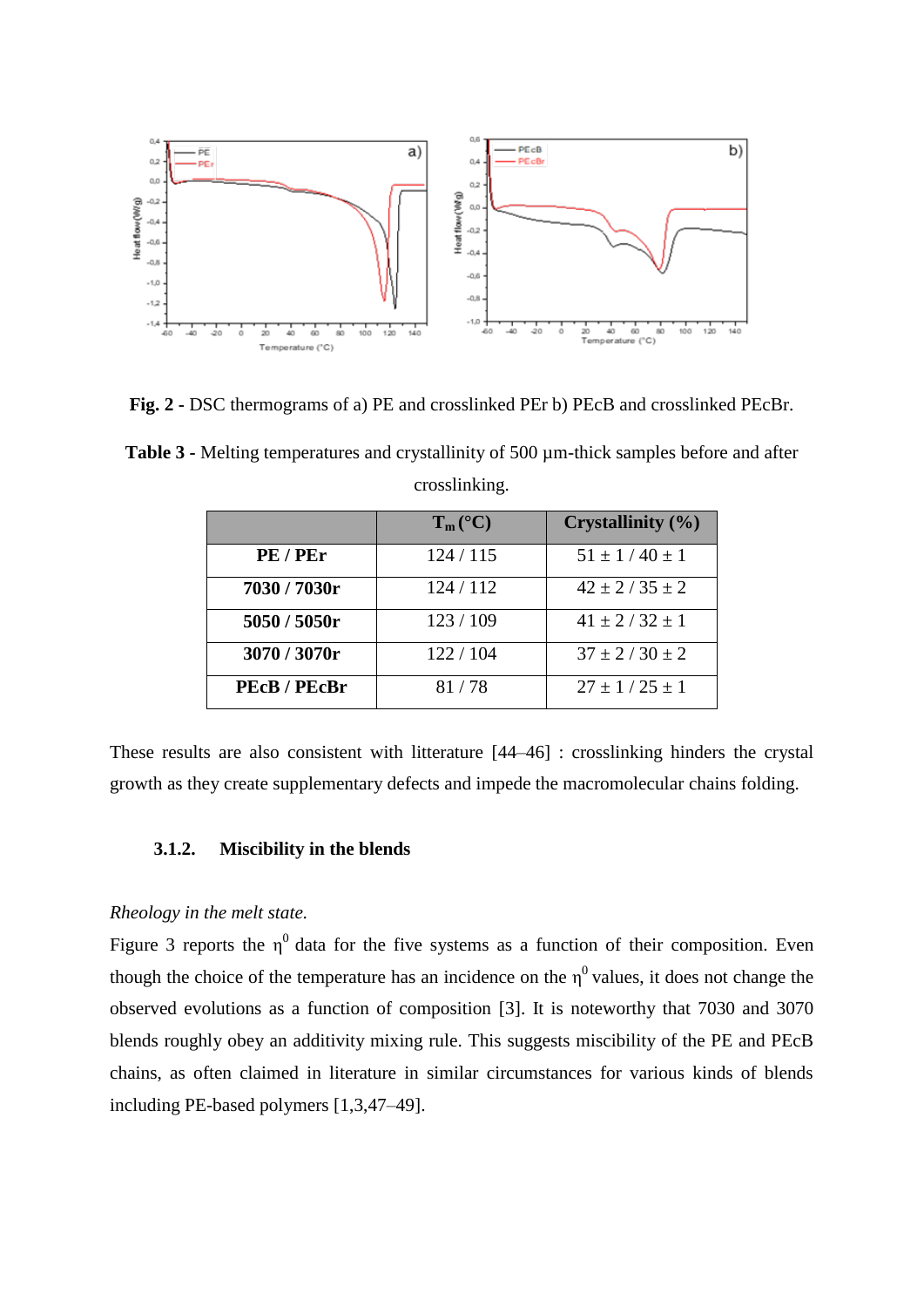**Fig. 2** - DSC thermograms of a) PE and crosslinked PEr b) PEcB and crosslinked PEcBr.

**Table 3** - Melting temperatures and crystallinity of 500 µm-thick samples before and after crosslinking.

| | $T_m$ (°C) | Crystallinity (%) |
|---|---|---|
| **PE / PEr** | 124 / 115 | 51 ± 1 / 40 ± 1 |
| **7030 / 7030r** | 124 / 112 | 42 ± 2 / 35 ± 2 |
| **5050 / 5050r** | 123 / 109 | 41 ± 2 / 32 ± 1 |
| **3070 / 3070r** | 122 / 104 | 37 ± 2 / 30 ± 2 |
| **PEcB / PEcBr** | 81 / 78 | 27 ± 1 / 25 ± 1 |

These results are also consistent with litterature [44–46] : crosslinking hinders the crystal growth as they create supplementary defects and impede the macromolecular chains folding.

### 3.1.2. Miscibility in the blends

*Rheology in the melt state.*

Figure 3 reports the $\eta^0$ data for the five systems as a function of their composition. Even though the choice of the temperature has an incidence on the $\eta^0$ values, it does not change the observed evolutions as a function of composition [3]. It is noteworthy that 7030 and 3070 blends roughly obey an additivity mixing rule. This suggests miscibility of the PE and PEcB chains, as often claimed in literature in similar circumstances for various kinds of blends including PE-based polymers [1,3,47–49].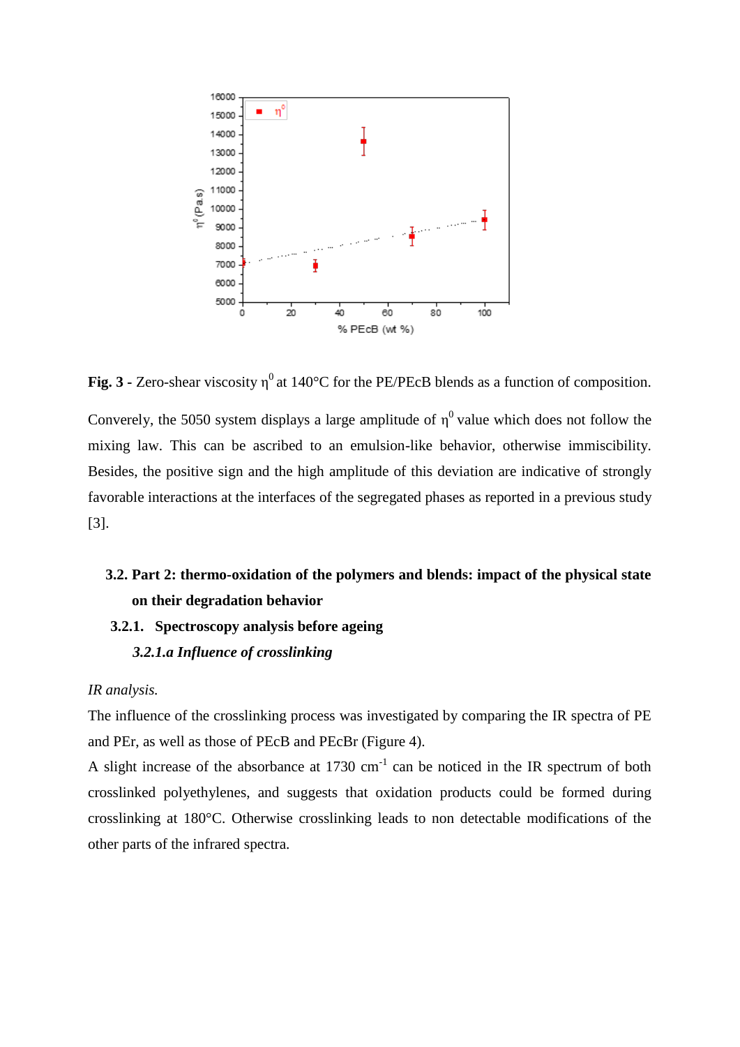**Fig. 3 -** Zero-shear viscosity $\eta^0$ at 140°C for the PE/PEcB blends as a function of composition.

Converely, the 5050 system displays a large amplitude of $\eta^0$ value which does not follow the mixing law. This can be ascribed to an emulsion-like behavior, otherwise immiscibility. Besides, the positive sign and the high amplitude of this deviation are indicative of strongly favorable interactions at the interfaces of the segregated phases as reported in a previous study [3].

## 3.2. Part 2: thermo-oxidation of the polymers and blends: impact of the physical state on their degradation behavior

### 3.2.1. Spectroscopy analysis before ageing

#### *3.2.1.a Influence of crosslinking*

*IR analysis.*

The influence of the crosslinking process was investigated by comparing the IR spectra of PE and PEr, as well as those of PEcB and PEcBr (Figure 4).

A slight increase of the absorbance at 1730 $cm^{-1}$ can be noticed in the IR spectrum of both crosslinked polyethylenes, and suggests that oxidation products could be formed during crosslinking at 180°C. Otherwise crosslinking leads to non detectable modifications of the other parts of the infrared spectra.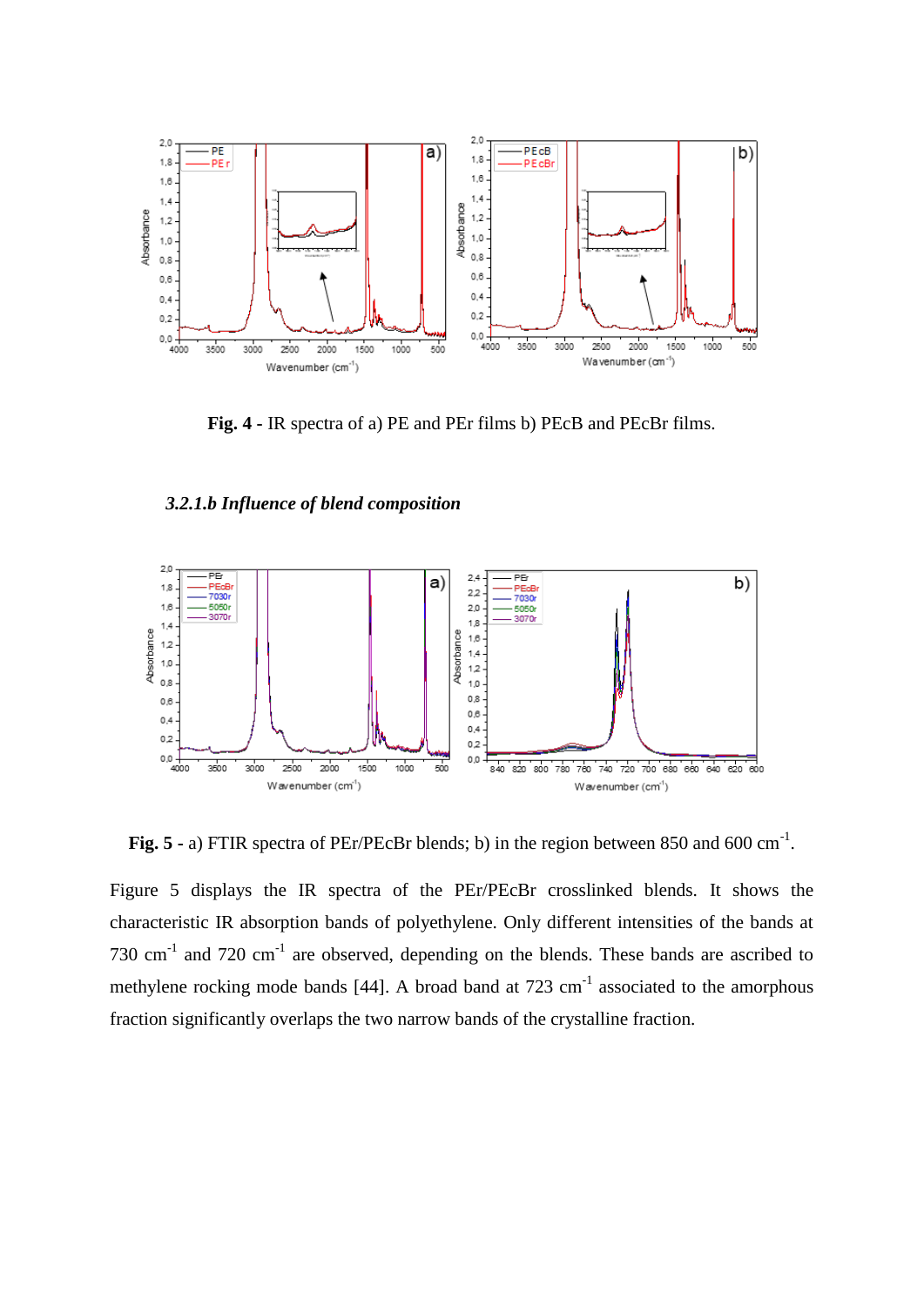**Fig. 4 -** IR spectra of a) PE and PEr films b) PEcB and PEcBr films.

#### *3.2.1.b Influence of blend composition*

**Fig. 5 -** a) FTIR spectra of PEr/PEcBr blends; b) in the region between 850 and 600 cm$^{-1}$.

Figure 5 displays the IR spectra of the PEr/PEcBr crosslinked blends. It shows the characteristic IR absorption bands of polyethylene. Only different intensities of the bands at 730 cm$^{-1}$ and 720 cm$^{-1}$ are observed, depending on the blends. These bands are ascribed to methylene rocking mode bands [44]. A broad band at 723 cm$^{-1}$ associated to the amorphous fraction significantly overlaps the two narrow bands of the crystalline fraction.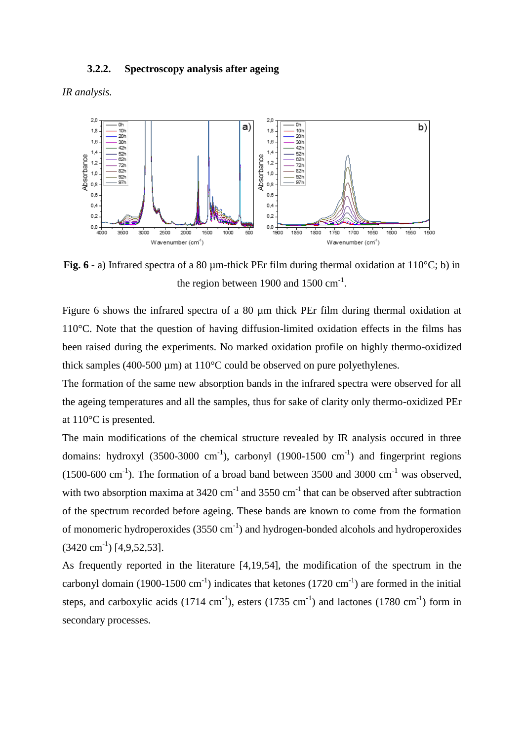### 3.2.2. Spectroscopy analysis after ageing

*IR analysis.*

**Fig. 6 -** a) Infrared spectra of a 80 µm-thick PEr film during thermal oxidation at 110°C; b) in the region between 1900 and 1500 cm$^{-1}$.

Figure 6 shows the infrared spectra of a 80 µm thick PEr film during thermal oxidation at 110°C. Note that the question of having diffusion-limited oxidation effects in the films has been raised during the experiments. No marked oxidation profile on highly thermo-oxidized thick samples (400-500 µm) at 110°C could be observed on pure polyethylenes.

The formation of the same new absorption bands in the infrared spectra were observed for all the ageing temperatures and all the samples, thus for sake of clarity only thermo-oxidized PEr at 110°C is presented.

The main modifications of the chemical structure revealed by IR analysis occured in three domains: hydroxyl (3500-3000 cm$^{-1}$), carbonyl (1900-1500 cm$^{-1}$) and fingerprint regions (1500-600 cm$^{-1}$). The formation of a broad band between 3500 and 3000 cm$^{-1}$ was observed, with two absorption maxima at 3420 cm$^{-1}$ and 3550 cm$^{-1}$ that can be observed after subtraction of the spectrum recorded before ageing. These bands are known to come from the formation of monomeric hydroperoxides (3550 cm$^{-1}$) and hydrogen-bonded alcohols and hydroperoxides (3420 cm$^{-1}$) [4,9,52,53].

As frequently reported in the literature [4,19,54], the modification of the spectrum in the carbonyl domain (1900-1500 cm$^{-1}$) indicates that ketones (1720 cm$^{-1}$) are formed in the initial steps, and carboxylic acids (1714 cm$^{-1}$), esters (1735 cm$^{-1}$) and lactones (1780 cm$^{-1}$) form in secondary processes.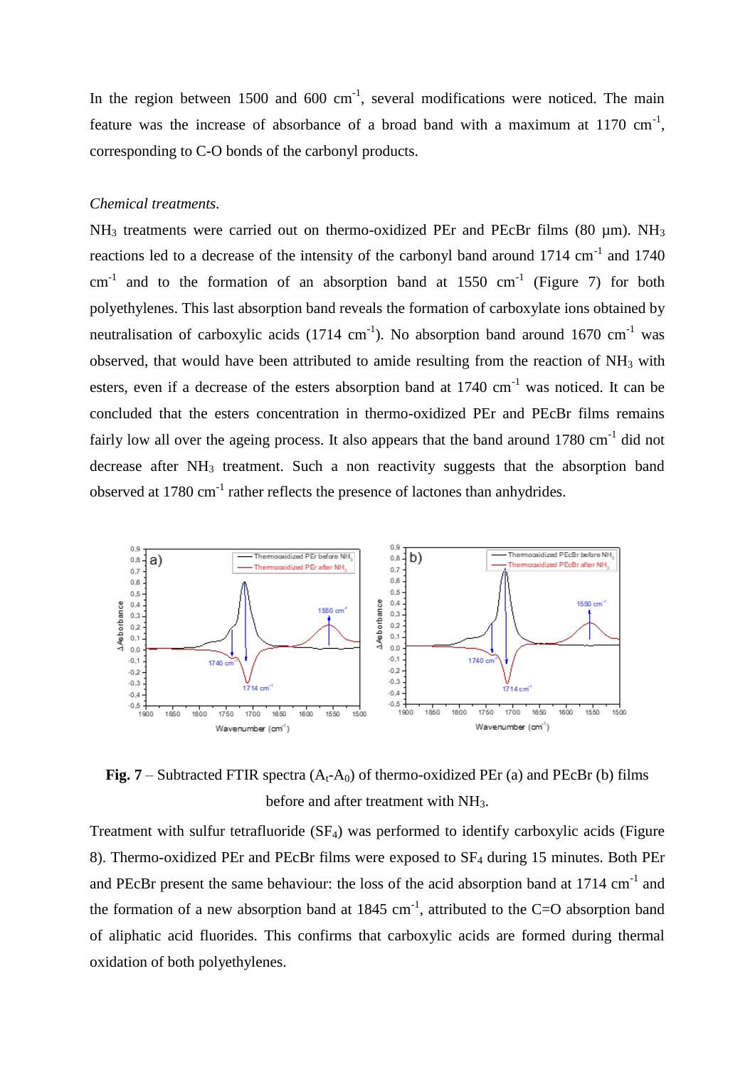In the region between 1500 and 600 $cm^{-1}$, several modifications were noticed. The main feature was the increase of absorbance of a broad band with a maximum at 1170 $cm^{-1}$, corresponding to C-O bonds of the carbonyl products.

*Chemical treatments.*

$NH_3$ treatments were carried out on thermo-oxidized PEr and PEcBr films (80 µm). $NH_3$ reactions led to a decrease of the intensity of the carbonyl band around 1714 $cm^{-1}$ and 1740 $cm^{-1}$ and to the formation of an absorption band at 1550 $cm^{-1}$ (Figure 7) for both polyethylenes. This last absorption band reveals the formation of carboxylate ions obtained by neutralisation of carboxylic acids (1714 $cm^{-1}$). No absorption band around 1670 $cm^{-1}$ was observed, that would have been attributed to amide resulting from the reaction of $NH_3$ with esters, even if a decrease of the esters absorption band at 1740 $cm^{-1}$ was noticed. It can be concluded that the esters concentration in thermo-oxidized PEr and PEcBr films remains fairly low all over the ageing process. It also appears that the band around 1780 $cm^{-1}$ did not decrease after $NH_3$ treatment. Such a non reactivity suggests that the absorption band observed at 1780 $cm^{-1}$ rather reflects the presence of lactones than anhydrides.

**Fig. 7** – Subtracted FTIR spectra ($A_t$-$A_0$) of thermo-oxidized PEr (a) and PEcBr (b) films before and after treatment with $NH_3$.

Treatment with sulfur tetrafluoride ($SF_4$) was performed to identify carboxylic acids (Figure 8). Thermo-oxidized PEr and PEcBr films were exposed to $SF_4$ during 15 minutes. Both PEr and PEcBr present the same behaviour: the loss of the acid absorption band at 1714 $cm^{-1}$ and the formation of a new absorption band at 1845 $cm^{-1}$, attributed to the C=O absorption band of aliphatic acid fluorides. This confirms that carboxylic acids are formed during thermal oxidation of both polyethylenes.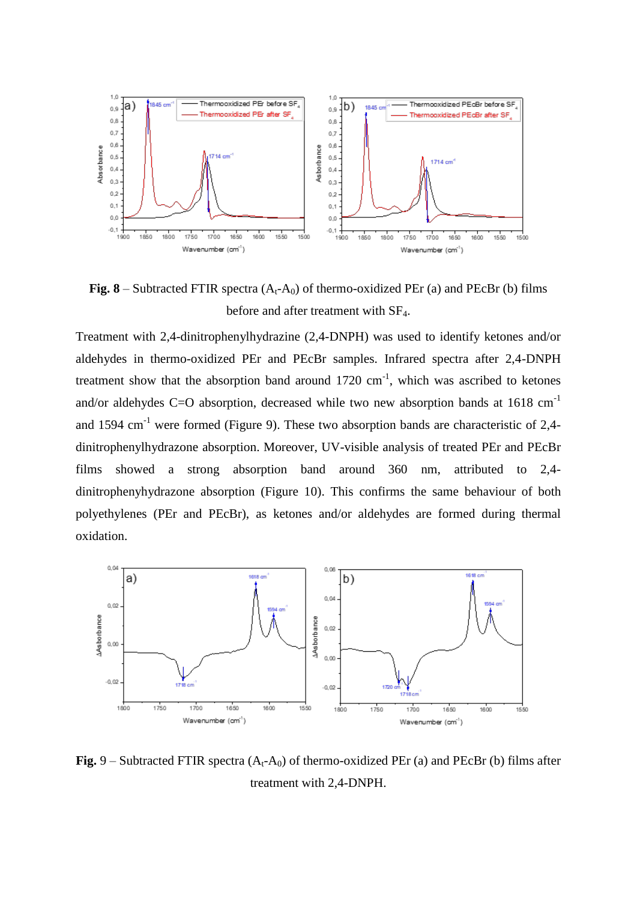**Fig. 8** – Subtracted FTIR spectra ($A_t$-$A_0$) of thermo-oxidized PEr (a) and PEcBr (b) films before and after treatment with $SF_4$.

Treatment with 2,4-dinitrophenylhydrazine (2,4-DNPH) was used to identify ketones and/or aldehydes in thermo-oxidized PEr and PEcBr samples. Infrared spectra after 2,4-DNPH treatment show that the absorption band around 1720 $cm^{-1}$, which was ascribed to ketones and/or aldehydes C=O absorption, decreased while two new absorption bands at 1618 $cm^{-1}$ and 1594 $cm^{-1}$ were formed (Figure 9). These two absorption bands are characteristic of 2,4-dinitrophenylhydrazone absorption. Moreover, UV-visible analysis of treated PEr and PEcBr films showed a strong absorption band around 360 nm, attributed to 2,4-dinitrophenyhydrazone absorption (Figure 10). This confirms the same behaviour of both polyethylenes (PEr and PEcBr), as ketones and/or aldehydes are formed during thermal oxidation.

**Fig.** 9 – Subtracted FTIR spectra ($A_t$-$A_0$) of thermo-oxidized PEr (a) and PEcBr (b) films after treatment with 2,4-DNPH.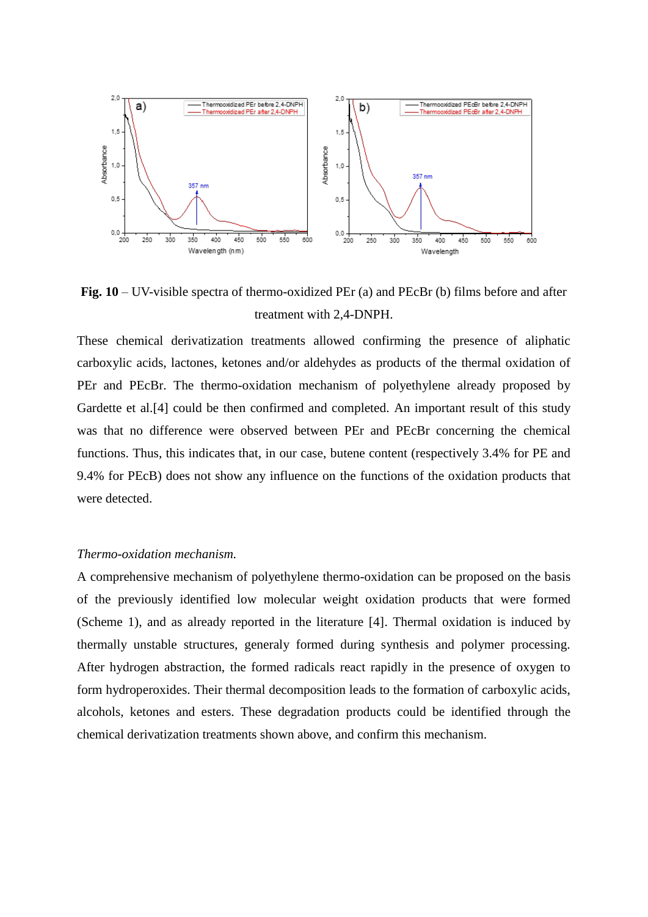**Fig. 10** – UV-visible spectra of thermo-oxidized PEr (a) and PEcBr (b) films before and after treatment with 2,4-DNPH.

These chemical derivatization treatments allowed confirming the presence of aliphatic carboxylic acids, lactones, ketones and/or aldehydes as products of the thermal oxidation of PEr and PEcBr. The thermo-oxidation mechanism of polyethylene already proposed by Gardette et al.[4] could be then confirmed and completed. An important result of this study was that no difference were observed between PEr and PEcBr concerning the chemical functions. Thus, this indicates that, in our case, butene content (respectively 3.4% for PE and 9.4% for PEcB) does not show any influence on the functions of the oxidation products that were detected.

*Thermo-oxidation mechanism.*

A comprehensive mechanism of polyethylene thermo-oxidation can be proposed on the basis of the previously identified low molecular weight oxidation products that were formed (Scheme 1), and as already reported in the literature [4]. Thermal oxidation is induced by thermally unstable structures, generaly formed during synthesis and polymer processing. After hydrogen abstraction, the formed radicals react rapidly in the presence of oxygen to form hydroperoxides. Their thermal decomposition leads to the formation of carboxylic acids, alcohols, ketones and esters. These degradation products could be identified through the chemical derivatization treatments shown above, and confirm this mechanism.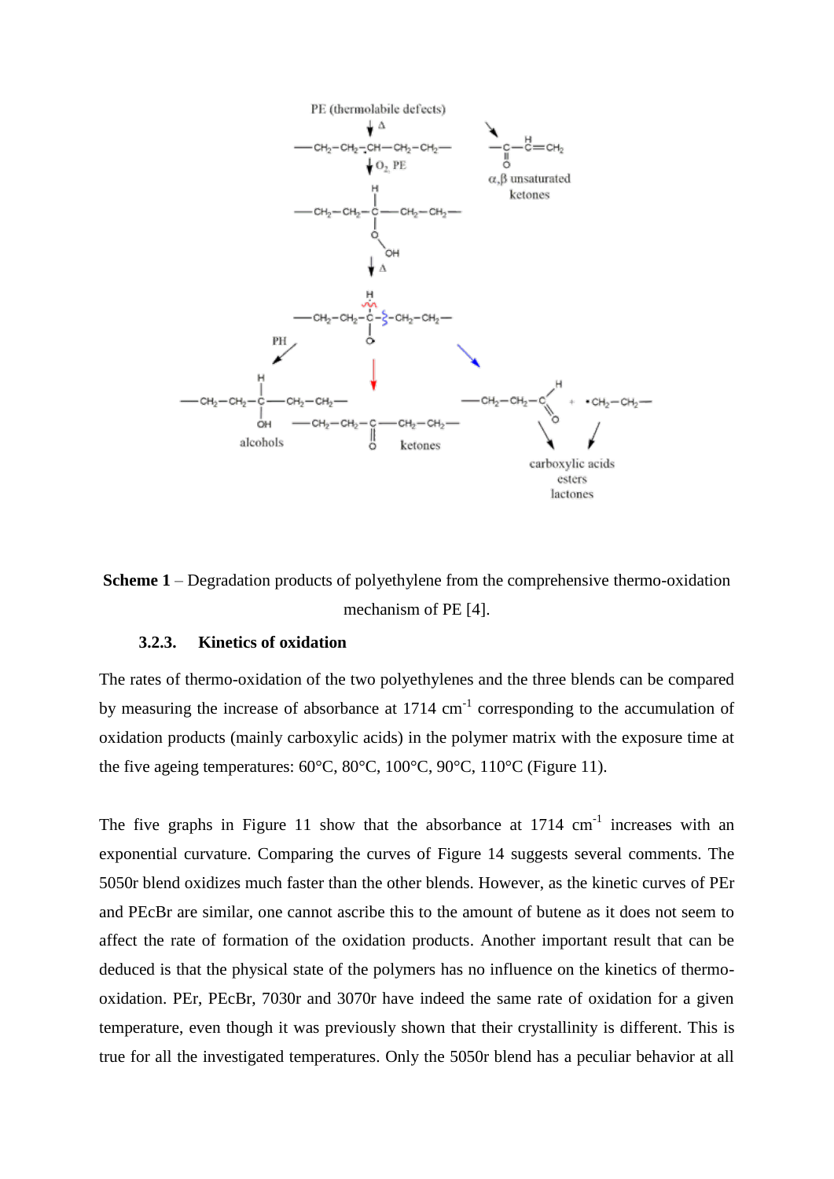Scheme 1 – Degradation products of polyethylene from the comprehensive thermo-oxidation mechanism of PE [4].

### 3.2.3. Kinetics of oxidation

The rates of thermo-oxidation of the two polyethylenes and the three blends can be compared by measuring the increase of absorbance at 1714 cm$^{-1}$ corresponding to the accumulation of oxidation products (mainly carboxylic acids) in the polymer matrix with the exposure time at the five ageing temperatures: 60°C, 80°C, 100°C, 90°C, 110°C (Figure 11).

The five graphs in Figure 11 show that the absorbance at 1714 cm$^{-1}$ increases with an exponential curvature. Comparing the curves of Figure 14 suggests several comments. The 5050r blend oxidizes much faster than the other blends. However, as the kinetic curves of PEr and PEcBr are similar, one cannot ascribe this to the amount of butene as it does not seem to affect the rate of formation of the oxidation products. Another important result that can be deduced is that the physical state of the polymers has no influence on the kinetics of thermo-oxidation. PEr, PEcBr, 7030r and 3070r have indeed the same rate of oxidation for a given temperature, even though it was previously shown that their crystallinity is different. This is true for all the investigated temperatures. Only the 5050r blend has a peculiar behavior at all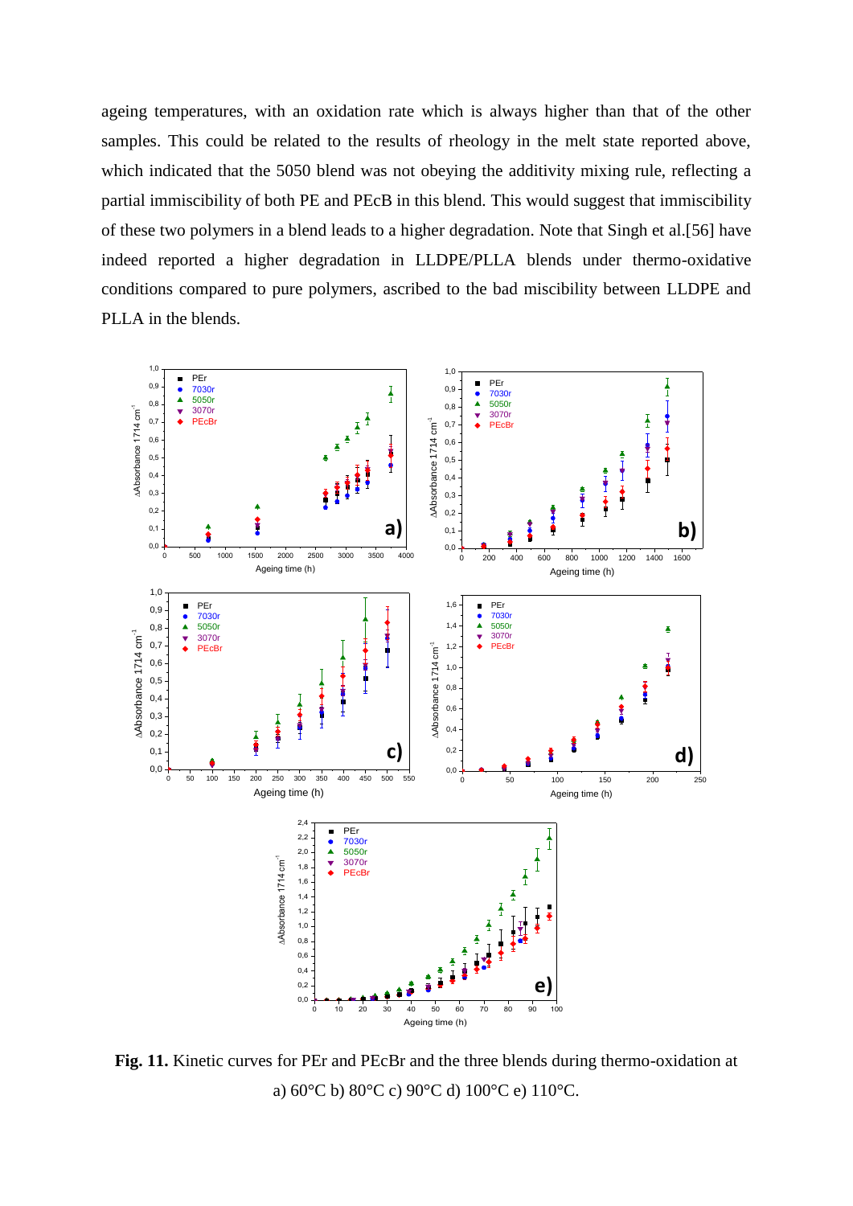ageing temperatures, with an oxidation rate which is always higher than that of the other samples. This could be related to the results of rheology in the melt state reported above, which indicated that the 5050 blend was not obeying the additivity mixing rule, reflecting a partial immiscibility of both PE and PEcB in this blend. This would suggest that immiscibility of these two polymers in a blend leads to a higher degradation. Note that Singh et al.[56] have indeed reported a higher degradation in LLDPE/PLLA blends under thermo-oxidative conditions compared to pure polymers, ascribed to the bad miscibility between LLDPE and PLLA in the blends.

**Fig. 11.** Kinetic curves for PEr and PEcBr and the three blends during thermo-oxidation at a) 60°C b) 80°C c) 90°C d) 100°C e) 110°C.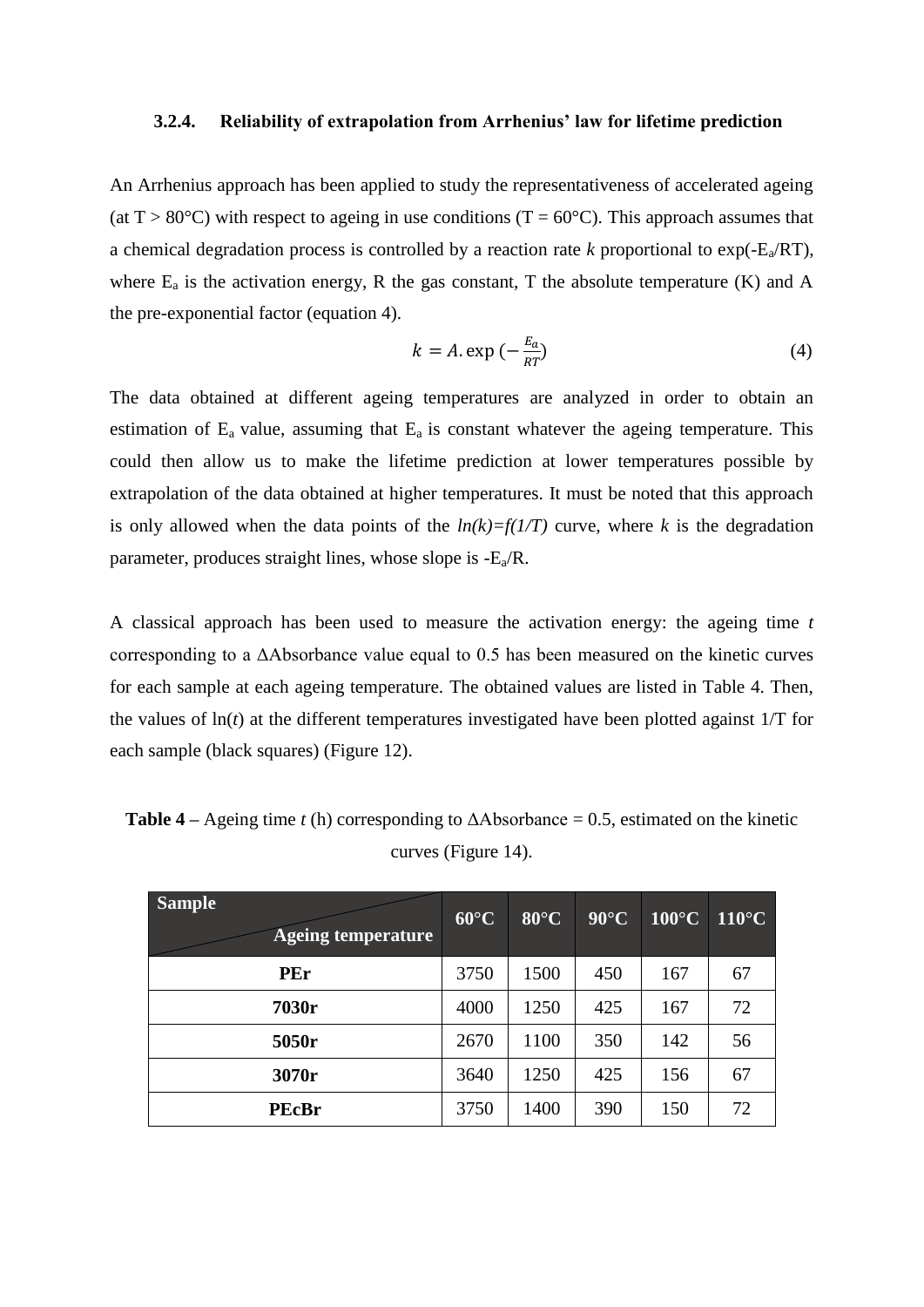#### 3.2.4. Reliability of extrapolation from Arrhenius' law for lifetime prediction

An Arrhenius approach has been applied to study the representativeness of accelerated ageing (at T > 80°C) with respect to ageing in use conditions (T = 60°C). This approach assumes that a chemical degradation process is controlled by a reaction rate *k* proportional to exp(-$E_a$/RT), where $E_a$ is the activation energy, R the gas constant, T the absolute temperature (K) and A the pre-exponential factor (equation 4).

$$k = A.\exp\left(-\frac{E_a}{RT}\right) \tag{4}$$

The data obtained at different ageing temperatures are analyzed in order to obtain an estimation of $E_a$ value, assuming that $E_a$ is constant whatever the ageing temperature. This could then allow us to make the lifetime prediction at lower temperatures possible by extrapolation of the data obtained at higher temperatures. It must be noted that this approach is only allowed when the data points of the *ln(k)=f(1/T)* curve, where *k* is the degradation parameter, produces straight lines, whose slope is -$E_a$/R.

A classical approach has been used to measure the activation energy: the ageing time *t* corresponding to a ΔAbsorbance value equal to 0.5 has been measured on the kinetic curves for each sample at each ageing temperature. The obtained values are listed in Table 4. Then, the values of ln(*t*) at the different temperatures investigated have been plotted against 1/T for each sample (black squares) (Figure 12).

**Table 4 –** Ageing time *t* (h) corresponding to ΔAbsorbance = 0.5, estimated on the kinetic curves (Figure 14).

| Sample / Ageing temperature | 60°C | 80°C | 90°C | 100°C | 110°C |
|---|---|---|---|---|---|
| **PEr** | 3750 | 1500 | 450 | 167 | 67 |
| **7030r** | 4000 | 1250 | 425 | 167 | 72 |
| **5050r** | 2670 | 1100 | 350 | 142 | 56 |
| **3070r** | 3640 | 1250 | 425 | 156 | 67 |
| **PEcBr** | 3750 | 1400 | 390 | 150 | 72 |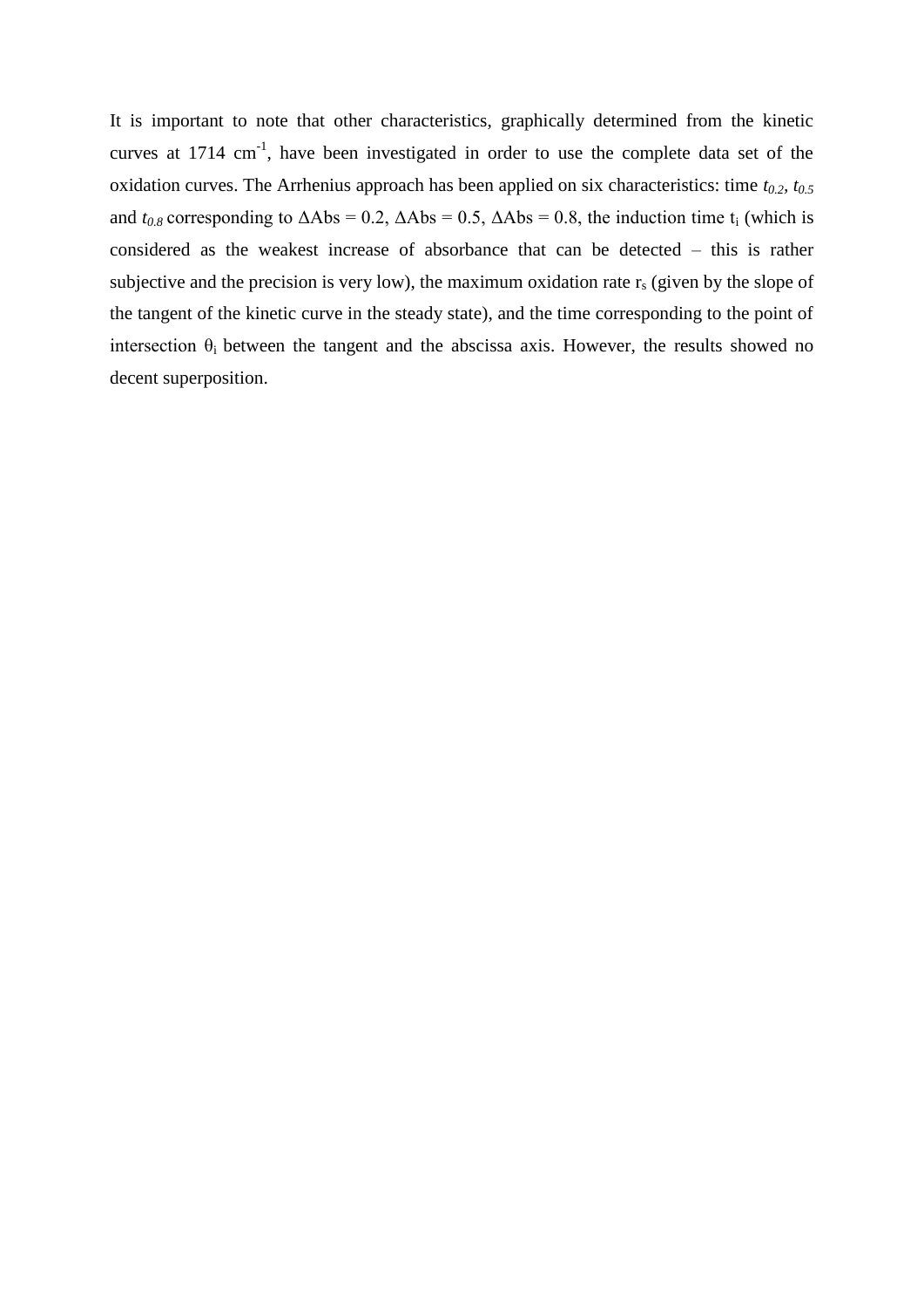It is important to note that other characteristics, graphically determined from the kinetic curves at 1714 $cm^{-1}$, have been investigated in order to use the complete data set of the oxidation curves. The Arrhenius approach has been applied on six characteristics: time $t_{0.2}$, $t_{0.5}$ and $t_{0.8}$ corresponding to $\Delta Abs = 0.2$, $\Delta Abs = 0.5$, $\Delta Abs = 0.8$, the induction time $t_i$ (which is considered as the weakest increase of absorbance that can be detected – this is rather subjective and the precision is very low), the maximum oxidation rate $r_s$ (given by the slope of the tangent of the kinetic curve in the steady state), and the time corresponding to the point of intersection $\theta_i$ between the tangent and the abscissa axis. However, the results showed no decent superposition.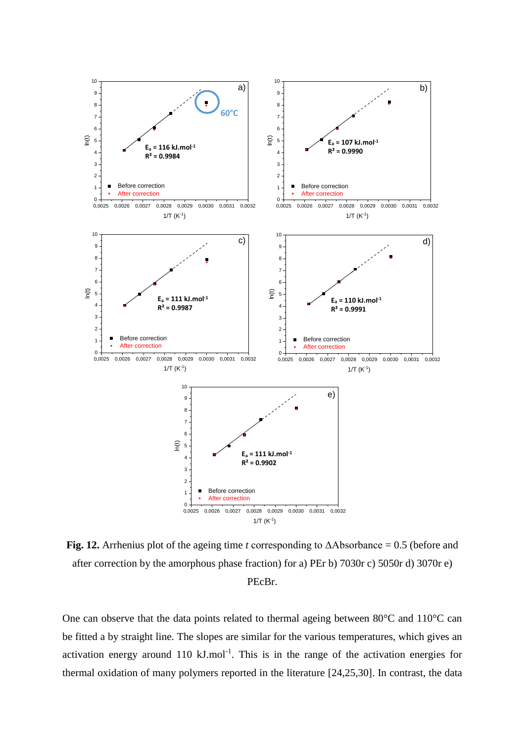**Fig. 12.** Arrhenius plot of the ageing time *t* corresponding to ΔAbsorbance = 0.5 (before and after correction by the amorphous phase fraction) for a) PEr b) 7030r c) 5050r d) 3070r e) PEcBr.

One can observe that the data points related to thermal ageing between 80°C and 110°C can be fitted a by straight line. The slopes are similar for the various temperatures, which gives an activation energy around 110 kJ.mol$^{-1}$. This is in the range of the activation energies for thermal oxidation of many polymers reported in the literature [24,25,30]. In contrast, the data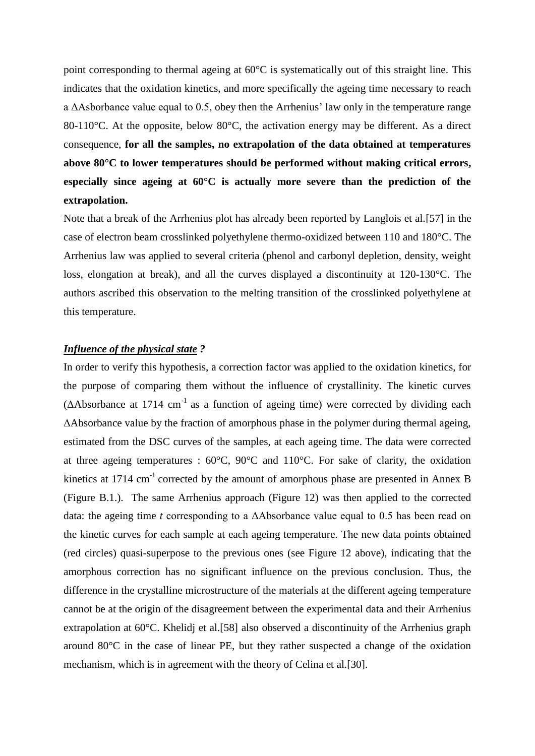point corresponding to thermal ageing at 60°C is systematically out of this straight line. This indicates that the oxidation kinetics, and more specifically the ageing time necessary to reach a ΔAsborbance value equal to 0.5, obey then the Arrhenius' law only in the temperature range 80-110°C. At the opposite, below 80°C, the activation energy may be different. As a direct consequence, **for all the samples, no extrapolation of the data obtained at temperatures above 80°C to lower temperatures should be performed without making critical errors, especially since ageing at 60°C is actually more severe than the prediction of the extrapolation.**

Note that a break of the Arrhenius plot has already been reported by Langlois et al.[57] in the case of electron beam crosslinked polyethylene thermo-oxidized between 110 and 180°C. The Arrhenius law was applied to several criteria (phenol and carbonyl depletion, density, weight loss, elongation at break), and all the curves displayed a discontinuity at 120-130°C. The authors ascribed this observation to the melting transition of the crosslinked polyethylene at this temperature.

***Influence of the physical state*** **?**

In order to verify this hypothesis, a correction factor was applied to the oxidation kinetics, for the purpose of comparing them without the influence of crystallinity. The kinetic curves (ΔAbsorbance at 1714 $cm^{-1}$ as a function of ageing time) were corrected by dividing each ΔAbsorbance value by the fraction of amorphous phase in the polymer during thermal ageing, estimated from the DSC curves of the samples, at each ageing time. The data were corrected at three ageing temperatures : 60°C, 90°C and 110°C. For sake of clarity, the oxidation kinetics at 1714 $cm^{-1}$ corrected by the amount of amorphous phase are presented in Annex B (Figure B.1.). The same Arrhenius approach (Figure 12) was then applied to the corrected data: the ageing time *t* corresponding to a ΔAbsorbance value equal to 0.5 has been read on the kinetic curves for each sample at each ageing temperature. The new data points obtained (red circles) quasi-superpose to the previous ones (see Figure 12 above), indicating that the amorphous correction has no significant influence on the previous conclusion. Thus, the difference in the crystalline microstructure of the materials at the different ageing temperature cannot be at the origin of the disagreement between the experimental data and their Arrhenius extrapolation at 60°C. Khelidj et al.[58] also observed a discontinuity of the Arrhenius graph around 80°C in the case of linear PE, but they rather suspected a change of the oxidation mechanism, which is in agreement with the theory of Celina et al.[30].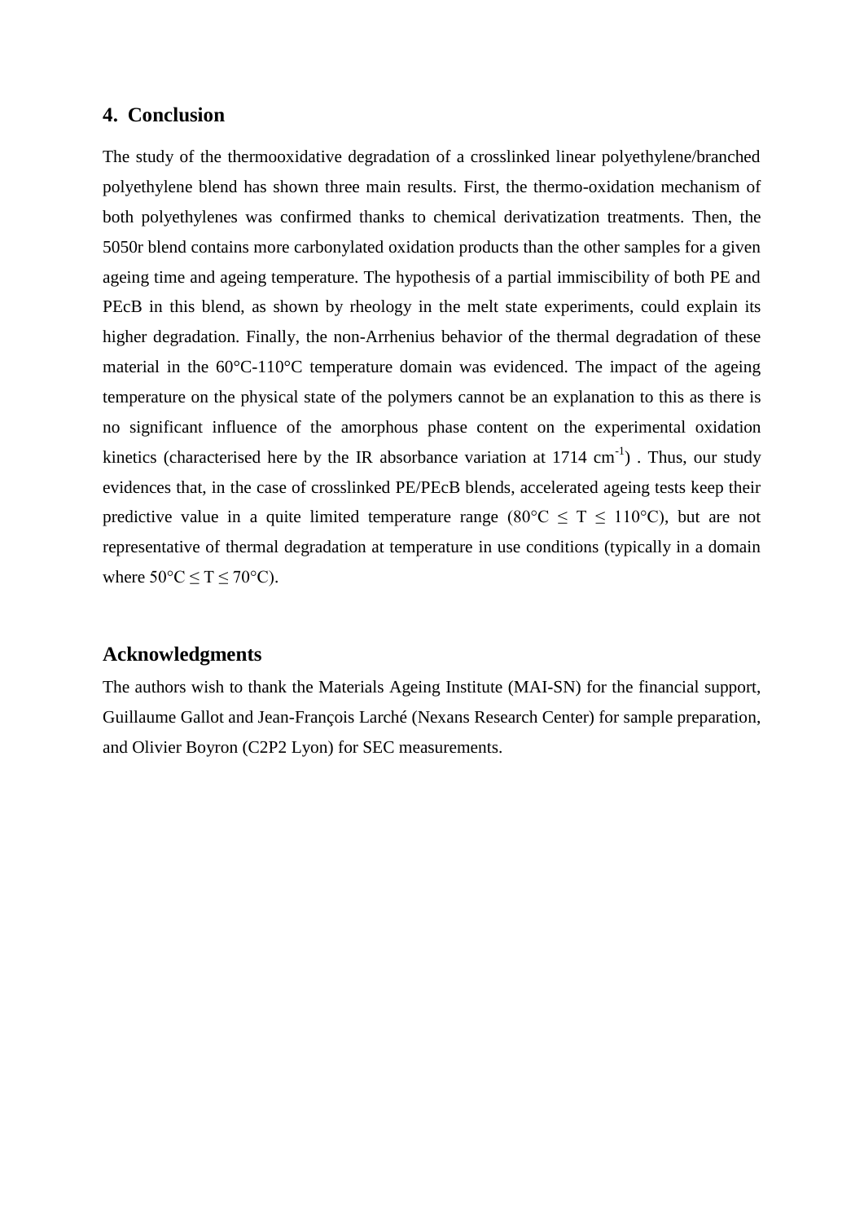## 4. Conclusion

The study of the thermooxidative degradation of a crosslinked linear polyethylene/branched polyethylene blend has shown three main results. First, the thermo-oxidation mechanism of both polyethylenes was confirmed thanks to chemical derivatization treatments. Then, the 5050r blend contains more carbonylated oxidation products than the other samples for a given ageing time and ageing temperature. The hypothesis of a partial immiscibility of both PE and PEcB in this blend, as shown by rheology in the melt state experiments, could explain its higher degradation. Finally, the non-Arrhenius behavior of the thermal degradation of these material in the 60°C-110°C temperature domain was evidenced. The impact of the ageing temperature on the physical state of the polymers cannot be an explanation to this as there is no significant influence of the amorphous phase content on the experimental oxidation kinetics (characterised here by the IR absorbance variation at 1714 $cm^{-1}$) . Thus, our study evidences that, in the case of crosslinked PE/PEcB blends, accelerated ageing tests keep their predictive value in a quite limited temperature range (80°C $\leq$ T $\leq$ 110°C), but are not representative of thermal degradation at temperature in use conditions (typically in a domain where 50°C $\leq$ T $\leq$ 70°C).

## Acknowledgments

The authors wish to thank the Materials Ageing Institute (MAI-SN) for the financial support, Guillaume Gallot and Jean-François Larché (Nexans Research Center) for sample preparation, and Olivier Boyron (C2P2 Lyon) for SEC measurements.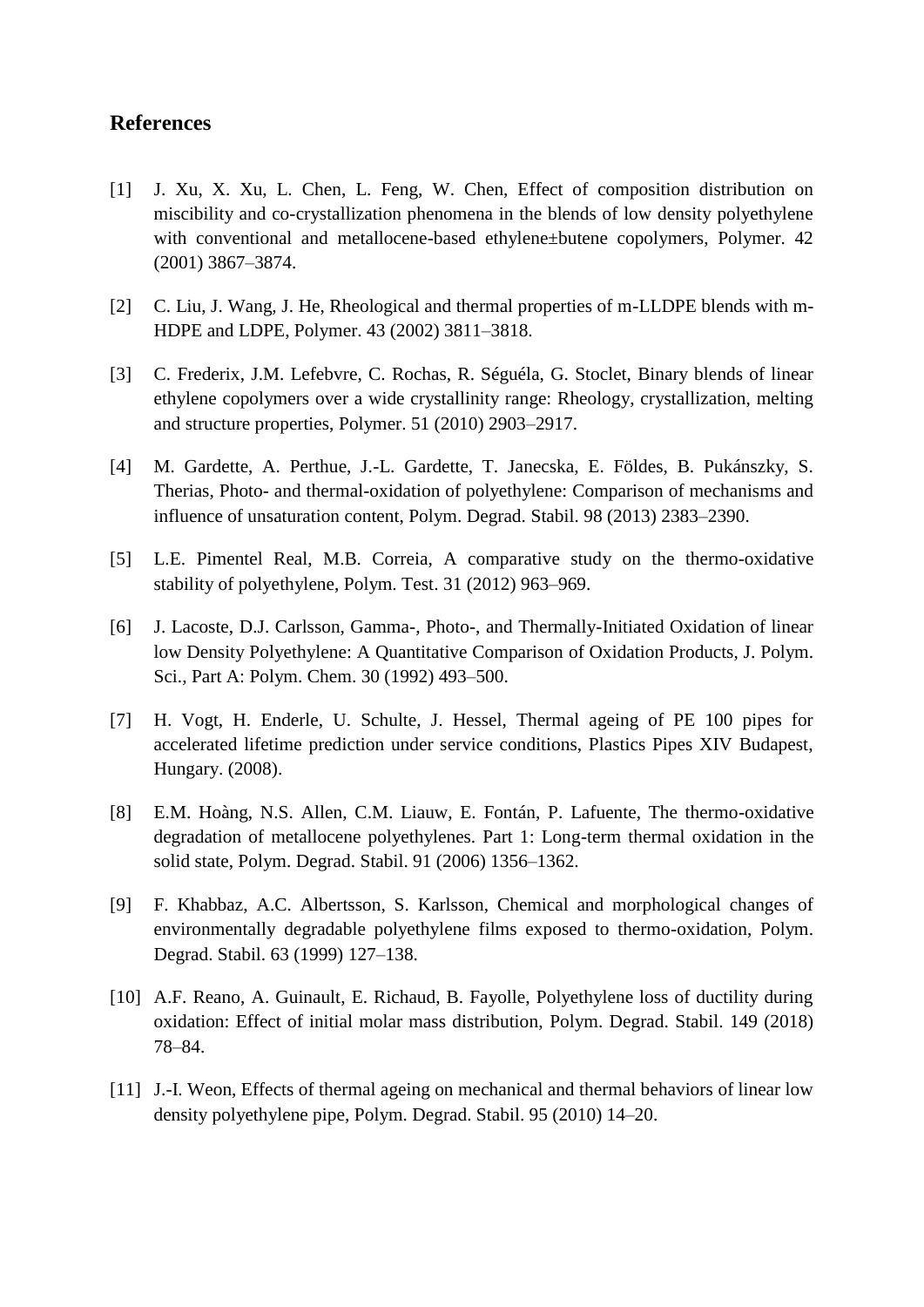## References

[1] J. Xu, X. Xu, L. Chen, L. Feng, W. Chen, Effect of composition distribution on miscibility and co-crystallization phenomena in the blends of low density polyethylene with conventional and metallocene-based ethylene±butene copolymers, Polymer. 42 (2001) 3867–3874.

[2] C. Liu, J. Wang, J. He, Rheological and thermal properties of m-LLDPE blends with m-HDPE and LDPE, Polymer. 43 (2002) 3811–3818.

[3] C. Frederix, J.M. Lefebvre, C. Rochas, R. Séguéla, G. Stoclet, Binary blends of linear ethylene copolymers over a wide crystallinity range: Rheology, crystallization, melting and structure properties, Polymer. 51 (2010) 2903–2917.

[4] M. Gardette, A. Perthue, J.-L. Gardette, T. Janecska, E. Földes, B. Pukánszky, S. Therias, Photo- and thermal-oxidation of polyethylene: Comparison of mechanisms and influence of unsaturation content, Polym. Degrad. Stabil. 98 (2013) 2383–2390.

[5] L.E. Pimentel Real, M.B. Correia, A comparative study on the thermo-oxidative stability of polyethylene, Polym. Test. 31 (2012) 963–969.

[6] J. Lacoste, D.J. Carlsson, Gamma-, Photo-, and Thermally-Initiated Oxidation of linear low Density Polyethylene: A Quantitative Comparison of Oxidation Products, J. Polym. Sci., Part A: Polym. Chem. 30 (1992) 493–500.

[7] H. Vogt, H. Enderle, U. Schulte, J. Hessel, Thermal ageing of PE 100 pipes for accelerated lifetime prediction under service conditions, Plastics Pipes XIV Budapest, Hungary. (2008).

[8] E.M. Hoàng, N.S. Allen, C.M. Liauw, E. Fontán, P. Lafuente, The thermo-oxidative degradation of metallocene polyethylenes. Part 1: Long-term thermal oxidation in the solid state, Polym. Degrad. Stabil. 91 (2006) 1356–1362.

[9] F. Khabbaz, A.C. Albertsson, S. Karlsson, Chemical and morphological changes of environmentally degradable polyethylene films exposed to thermo-oxidation, Polym. Degrad. Stabil. 63 (1999) 127–138.

[10] A.F. Reano, A. Guinault, E. Richaud, B. Fayolle, Polyethylene loss of ductility during oxidation: Effect of initial molar mass distribution, Polym. Degrad. Stabil. 149 (2018) 78–84.

[11] J.-I. Weon, Effects of thermal ageing on mechanical and thermal behaviors of linear low density polyethylene pipe, Polym. Degrad. Stabil. 95 (2010) 14–20.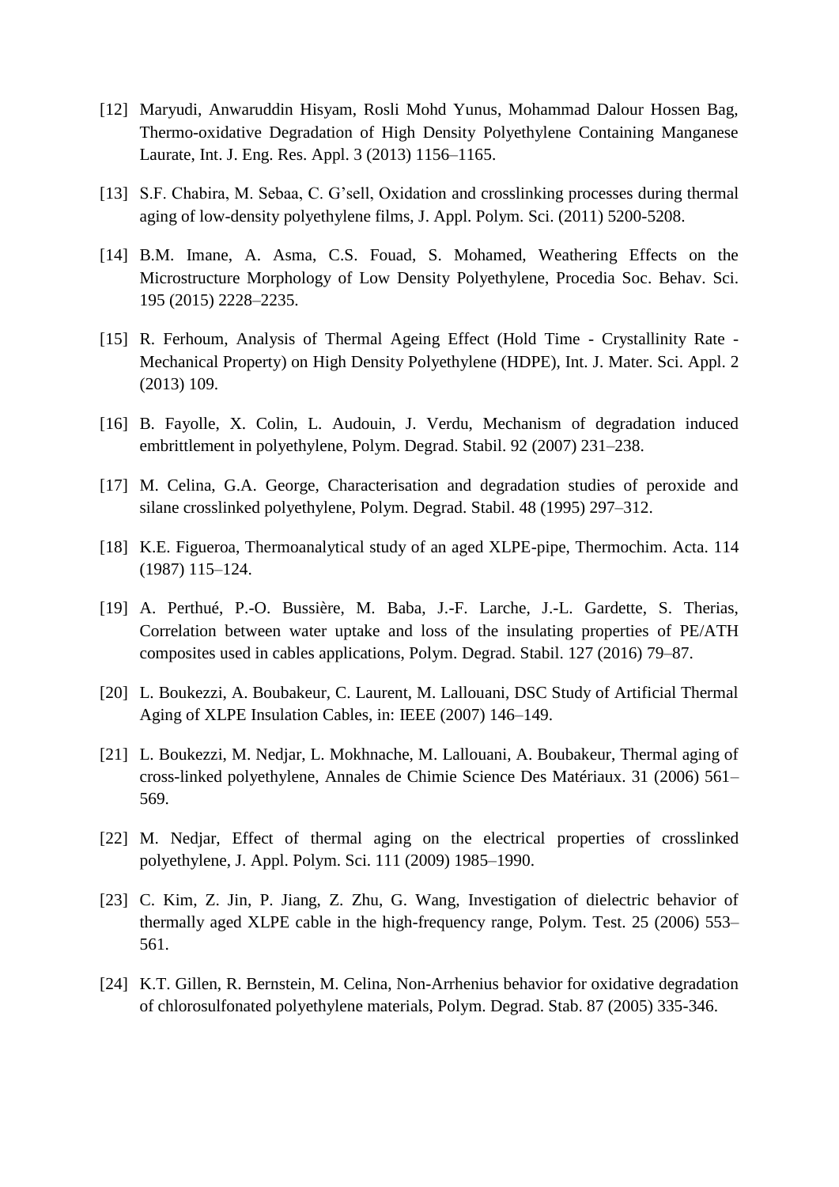[12] Maryudi, Anwaruddin Hisyam, Rosli Mohd Yunus, Mohammad Dalour Hossen Bag, Thermo-oxidative Degradation of High Density Polyethylene Containing Manganese Laurate, Int. J. Eng. Res. Appl. 3 (2013) 1156–1165.

[13] S.F. Chabira, M. Sebaa, C. G'sell, Oxidation and crosslinking processes during thermal aging of low-density polyethylene films, J. Appl. Polym. Sci. (2011) 5200-5208.

[14] B.M. Imane, A. Asma, C.S. Fouad, S. Mohamed, Weathering Effects on the Microstructure Morphology of Low Density Polyethylene, Procedia Soc. Behav. Sci. 195 (2015) 2228–2235.

[15] R. Ferhoum, Analysis of Thermal Ageing Effect (Hold Time - Crystallinity Rate - Mechanical Property) on High Density Polyethylene (HDPE), Int. J. Mater. Sci. Appl. 2 (2013) 109.

[16] B. Fayolle, X. Colin, L. Audouin, J. Verdu, Mechanism of degradation induced embrittlement in polyethylene, Polym. Degrad. Stabil. 92 (2007) 231–238.

[17] M. Celina, G.A. George, Characterisation and degradation studies of peroxide and silane crosslinked polyethylene, Polym. Degrad. Stabil. 48 (1995) 297–312.

[18] K.E. Figueroa, Thermoanalytical study of an aged XLPE-pipe, Thermochim. Acta. 114 (1987) 115–124.

[19] A. Perthué, P.-O. Bussière, M. Baba, J.-F. Larche, J.-L. Gardette, S. Therias, Correlation between water uptake and loss of the insulating properties of PE/ATH composites used in cables applications, Polym. Degrad. Stabil. 127 (2016) 79–87.

[20] L. Boukezzi, A. Boubakeur, C. Laurent, M. Lallouani, DSC Study of Artificial Thermal Aging of XLPE Insulation Cables, in: IEEE (2007) 146–149.

[21] L. Boukezzi, M. Nedjar, L. Mokhnache, M. Lallouani, A. Boubakeur, Thermal aging of cross-linked polyethylene, Annales de Chimie Science Des Matériaux. 31 (2006) 561–569.

[22] M. Nedjar, Effect of thermal aging on the electrical properties of crosslinked polyethylene, J. Appl. Polym. Sci. 111 (2009) 1985–1990.

[23] C. Kim, Z. Jin, P. Jiang, Z. Zhu, G. Wang, Investigation of dielectric behavior of thermally aged XLPE cable in the high-frequency range, Polym. Test. 25 (2006) 553–561.

[24] K.T. Gillen, R. Bernstein, M. Celina, Non-Arrhenius behavior for oxidative degradation of chlorosulfonated polyethylene materials, Polym. Degrad. Stab. 87 (2005) 335-346.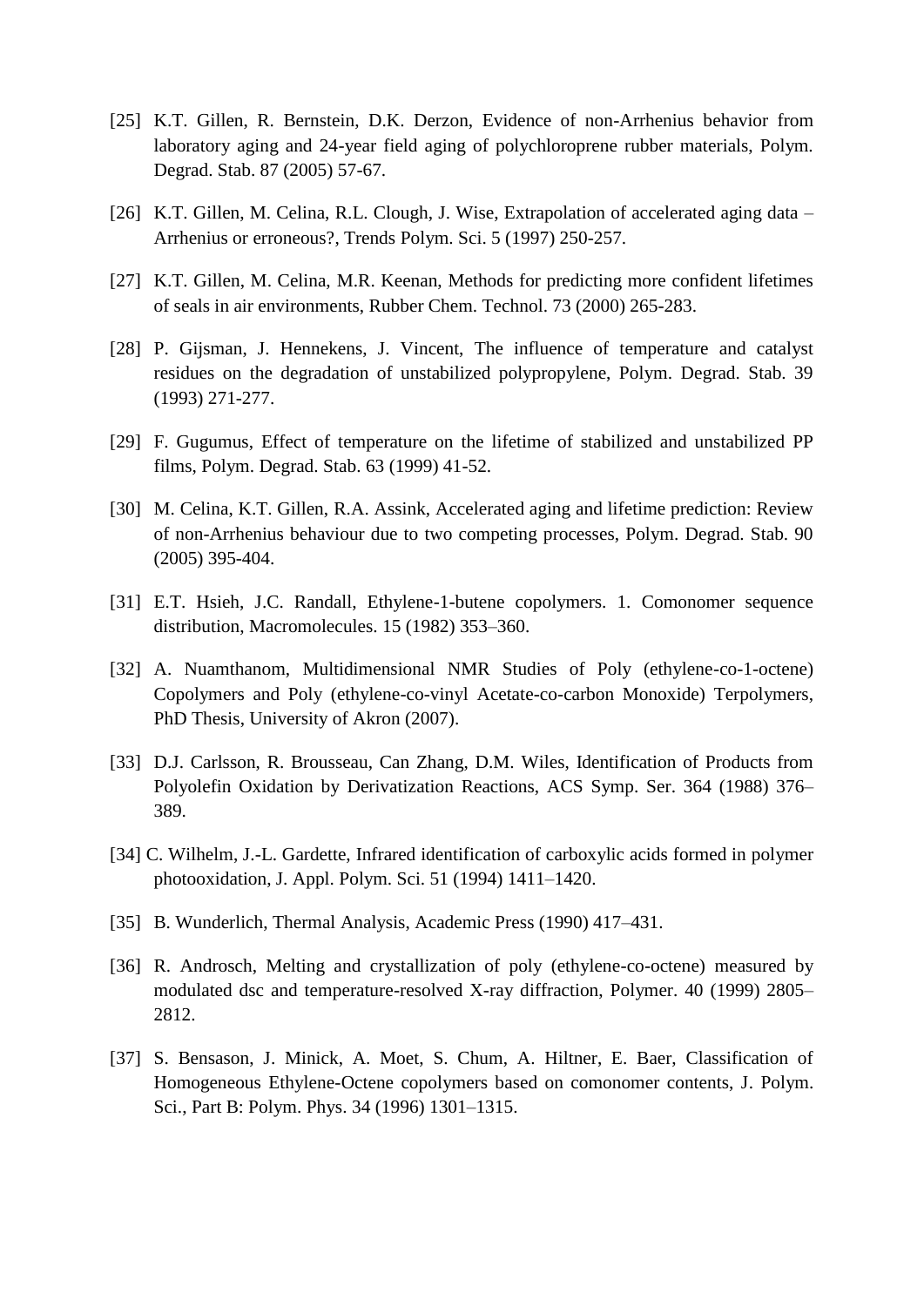[25] K.T. Gillen, R. Bernstein, D.K. Derzon, Evidence of non-Arrhenius behavior from laboratory aging and 24-year field aging of polychloroprene rubber materials, Polym. Degrad. Stab. 87 (2005) 57-67.

[26] K.T. Gillen, M. Celina, R.L. Clough, J. Wise, Extrapolation of accelerated aging data – Arrhenius or erroneous?, Trends Polym. Sci. 5 (1997) 250-257.

[27] K.T. Gillen, M. Celina, M.R. Keenan, Methods for predicting more confident lifetimes of seals in air environments, Rubber Chem. Technol. 73 (2000) 265-283.

[28] P. Gijsman, J. Hennekens, J. Vincent, The influence of temperature and catalyst residues on the degradation of unstabilized polypropylene, Polym. Degrad. Stab. 39 (1993) 271-277.

[29] F. Gugumus, Effect of temperature on the lifetime of stabilized and unstabilized PP films, Polym. Degrad. Stab. 63 (1999) 41-52.

[30] M. Celina, K.T. Gillen, R.A. Assink, Accelerated aging and lifetime prediction: Review of non-Arrhenius behaviour due to two competing processes, Polym. Degrad. Stab. 90 (2005) 395-404.

[31] E.T. Hsieh, J.C. Randall, Ethylene-1-butene copolymers. 1. Comonomer sequence distribution, Macromolecules. 15 (1982) 353–360.

[32] A. Nuamthanom, Multidimensional NMR Studies of Poly (ethylene-co-1-octene) Copolymers and Poly (ethylene-co-vinyl Acetate-co-carbon Monoxide) Terpolymers, PhD Thesis, University of Akron (2007).

[33] D.J. Carlsson, R. Brousseau, Can Zhang, D.M. Wiles, Identification of Products from Polyolefin Oxidation by Derivatization Reactions, ACS Symp. Ser. 364 (1988) 376–389.

[34] C. Wilhelm, J.-L. Gardette, Infrared identification of carboxylic acids formed in polymer photooxidation, J. Appl. Polym. Sci. 51 (1994) 1411–1420.

[35] B. Wunderlich, Thermal Analysis, Academic Press (1990) 417–431.

[36] R. Androsch, Melting and crystallization of poly (ethylene-co-octene) measured by modulated dsc and temperature-resolved X-ray diffraction, Polymer. 40 (1999) 2805–2812.

[37] S. Bensason, J. Minick, A. Moet, S. Chum, A. Hiltner, E. Baer, Classification of Homogeneous Ethylene-Octene copolymers based on comonomer contents, J. Polym. Sci., Part B: Polym. Phys. 34 (1996) 1301–1315.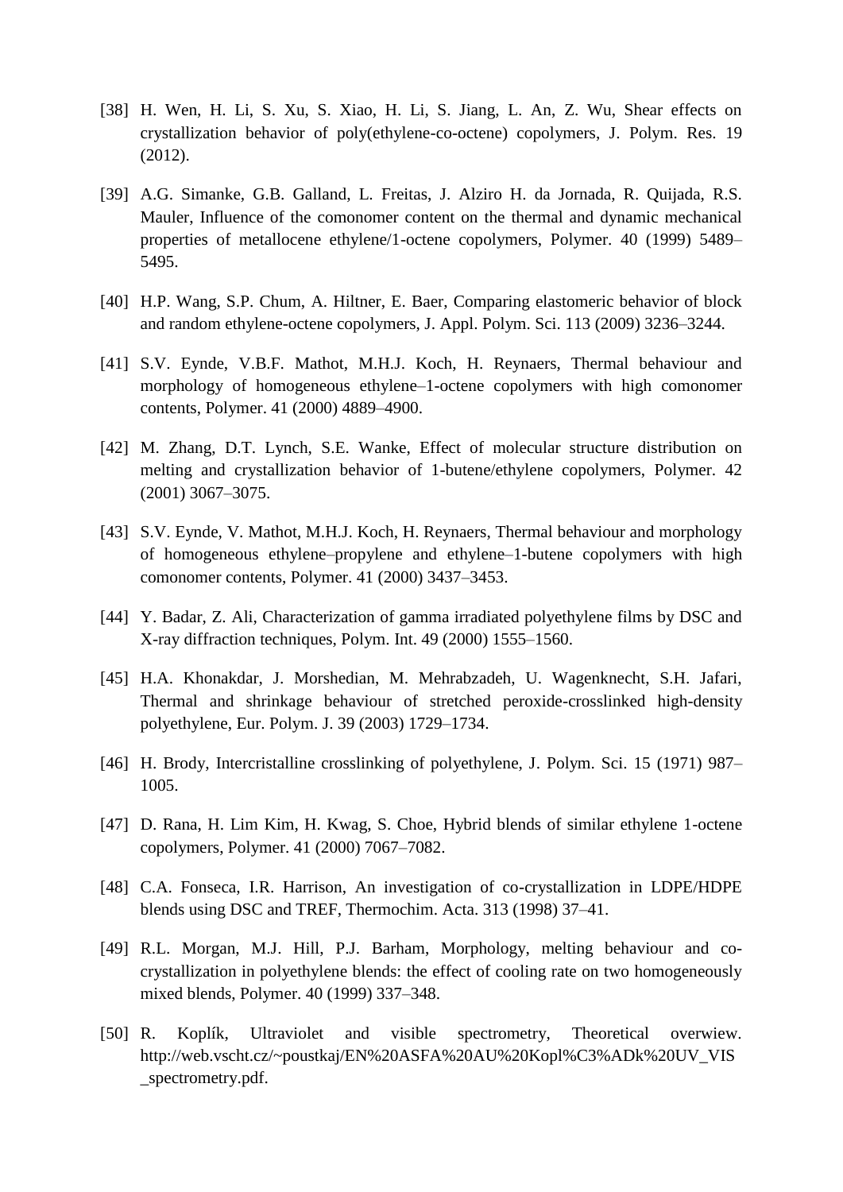[38] H. Wen, H. Li, S. Xu, S. Xiao, H. Li, S. Jiang, L. An, Z. Wu, Shear effects on crystallization behavior of poly(ethylene-co-octene) copolymers, J. Polym. Res. 19 (2012).

[39] A.G. Simanke, G.B. Galland, L. Freitas, J. Alziro H. da Jornada, R. Quijada, R.S. Mauler, Influence of the comonomer content on the thermal and dynamic mechanical properties of metallocene ethylene/1-octene copolymers, Polymer. 40 (1999) 5489–5495.

[40] H.P. Wang, S.P. Chum, A. Hiltner, E. Baer, Comparing elastomeric behavior of block and random ethylene-octene copolymers, J. Appl. Polym. Sci. 113 (2009) 3236–3244.

[41] S.V. Eynde, V.B.F. Mathot, M.H.J. Koch, H. Reynaers, Thermal behaviour and morphology of homogeneous ethylene–1-octene copolymers with high comonomer contents, Polymer. 41 (2000) 4889–4900.

[42] M. Zhang, D.T. Lynch, S.E. Wanke, Effect of molecular structure distribution on melting and crystallization behavior of 1-butene/ethylene copolymers, Polymer. 42 (2001) 3067–3075.

[43] S.V. Eynde, V. Mathot, M.H.J. Koch, H. Reynaers, Thermal behaviour and morphology of homogeneous ethylene–propylene and ethylene–1-butene copolymers with high comonomer contents, Polymer. 41 (2000) 3437–3453.

[44] Y. Badar, Z. Ali, Characterization of gamma irradiated polyethylene films by DSC and X-ray diffraction techniques, Polym. Int. 49 (2000) 1555–1560.

[45] H.A. Khonakdar, J. Morshedian, M. Mehrabzadeh, U. Wagenknecht, S.H. Jafari, Thermal and shrinkage behaviour of stretched peroxide-crosslinked high-density polyethylene, Eur. Polym. J. 39 (2003) 1729–1734.

[46] H. Brody, Intercristalline crosslinking of polyethylene, J. Polym. Sci. 15 (1971) 987–1005.

[47] D. Rana, H. Lim Kim, H. Kwag, S. Choe, Hybrid blends of similar ethylene 1-octene copolymers, Polymer. 41 (2000) 7067–7082.

[48] C.A. Fonseca, I.R. Harrison, An investigation of co-crystallization in LDPE/HDPE blends using DSC and TREF, Thermochim. Acta. 313 (1998) 37–41.

[49] R.L. Morgan, M.J. Hill, P.J. Barham, Morphology, melting behaviour and co-crystallization in polyethylene blends: the effect of cooling rate on two homogeneously mixed blends, Polymer. 40 (1999) 337–348.

[50] R. Koplík, Ultraviolet and visible spectrometry, Theoretical overwiew. http://web.vscht.cz/~poustkaj/EN%20ASFA%20AU%20Kopl%C3%ADk%20UV_VIS_spectrometry.pdf.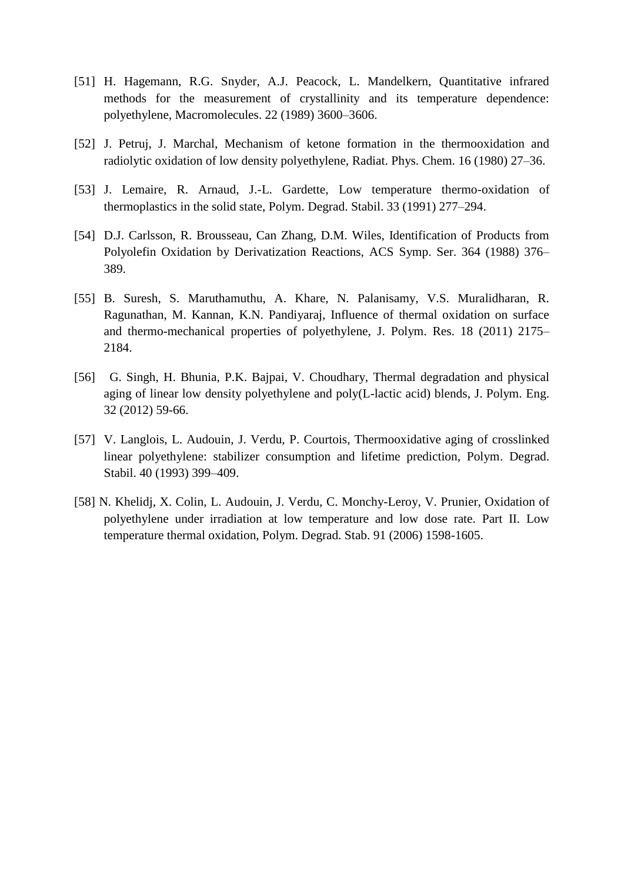[51] H. Hagemann, R.G. Snyder, A.J. Peacock, L. Mandelkern, Quantitative infrared methods for the measurement of crystallinity and its temperature dependence: polyethylene, Macromolecules. 22 (1989) 3600–3606.

[52] J. Petruj, J. Marchal, Mechanism of ketone formation in the thermooxidation and radiolytic oxidation of low density polyethylene, Radiat. Phys. Chem. 16 (1980) 27–36.

[53] J. Lemaire, R. Arnaud, J.-L. Gardette, Low temperature thermo-oxidation of thermoplastics in the solid state, Polym. Degrad. Stabil. 33 (1991) 277–294.

[54] D.J. Carlsson, R. Brousseau, Can Zhang, D.M. Wiles, Identification of Products from Polyolefin Oxidation by Derivatization Reactions, ACS Symp. Ser. 364 (1988) 376–389.

[55] B. Suresh, S. Maruthamuthu, A. Khare, N. Palanisamy, V.S. Muralidharan, R. Ragunathan, M. Kannan, K.N. Pandiyaraj, Influence of thermal oxidation on surface and thermo-mechanical properties of polyethylene, J. Polym. Res. 18 (2011) 2175–2184.

[56] G. Singh, H. Bhunia, P.K. Bajpai, V. Choudhary, Thermal degradation and physical aging of linear low density polyethylene and poly(L-lactic acid) blends, J. Polym. Eng. 32 (2012) 59-66.

[57] V. Langlois, L. Audouin, J. Verdu, P. Courtois, Thermooxidative aging of crosslinked linear polyethylene: stabilizer consumption and lifetime prediction, Polym. Degrad. Stabil. 40 (1993) 399–409.

[58] N. Khelidj, X. Colin, L. Audouin, J. Verdu, C. Monchy-Leroy, V. Prunier, Oxidation of polyethylene under irradiation at low temperature and low dose rate. Part II. Low temperature thermal oxidation, Polym. Degrad. Stab. 91 (2006) 1598-1605.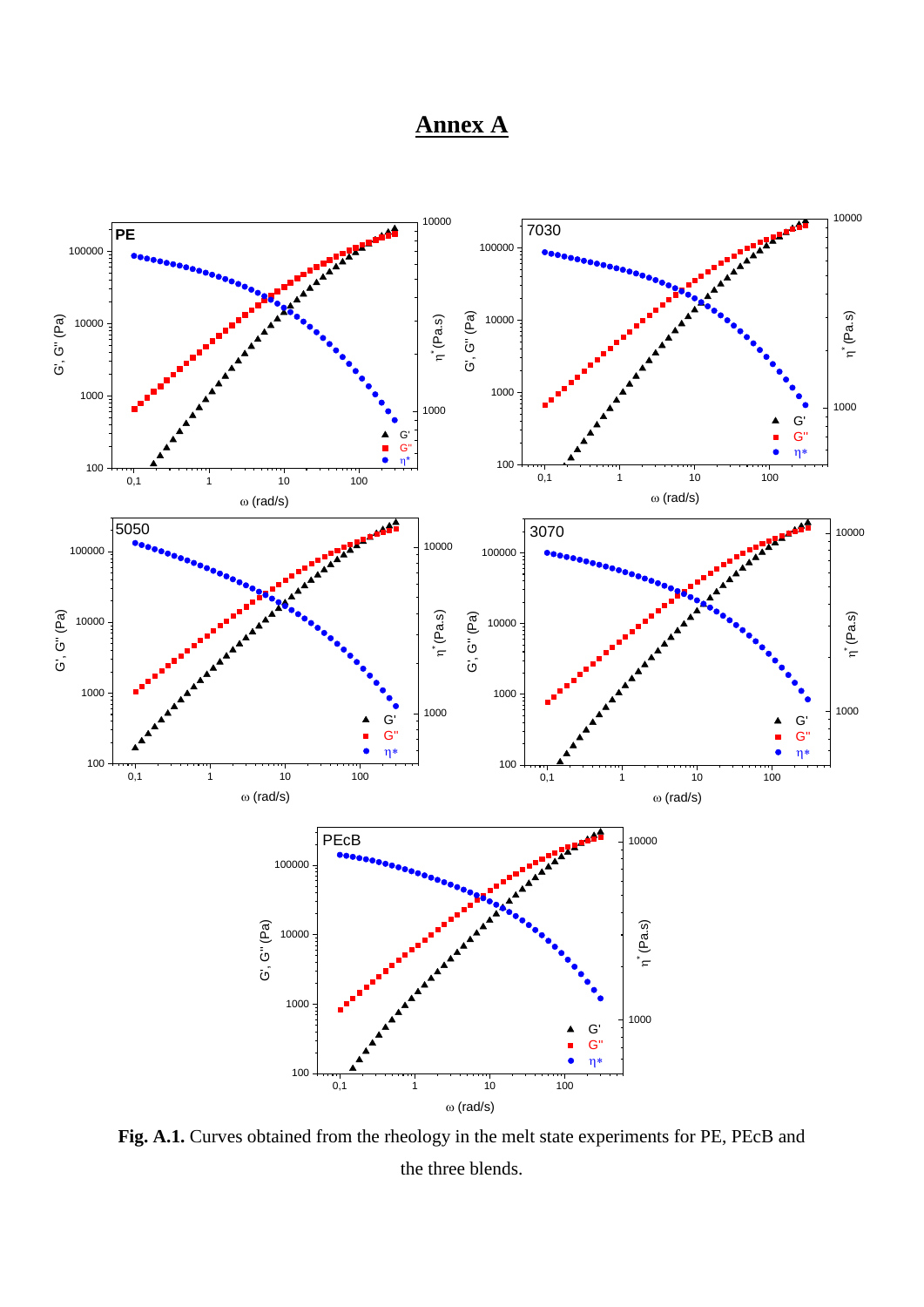# Annex A

**Fig. A.1.** Curves obtained from the rheology in the melt state experiments for PE, PEcB and the three blends.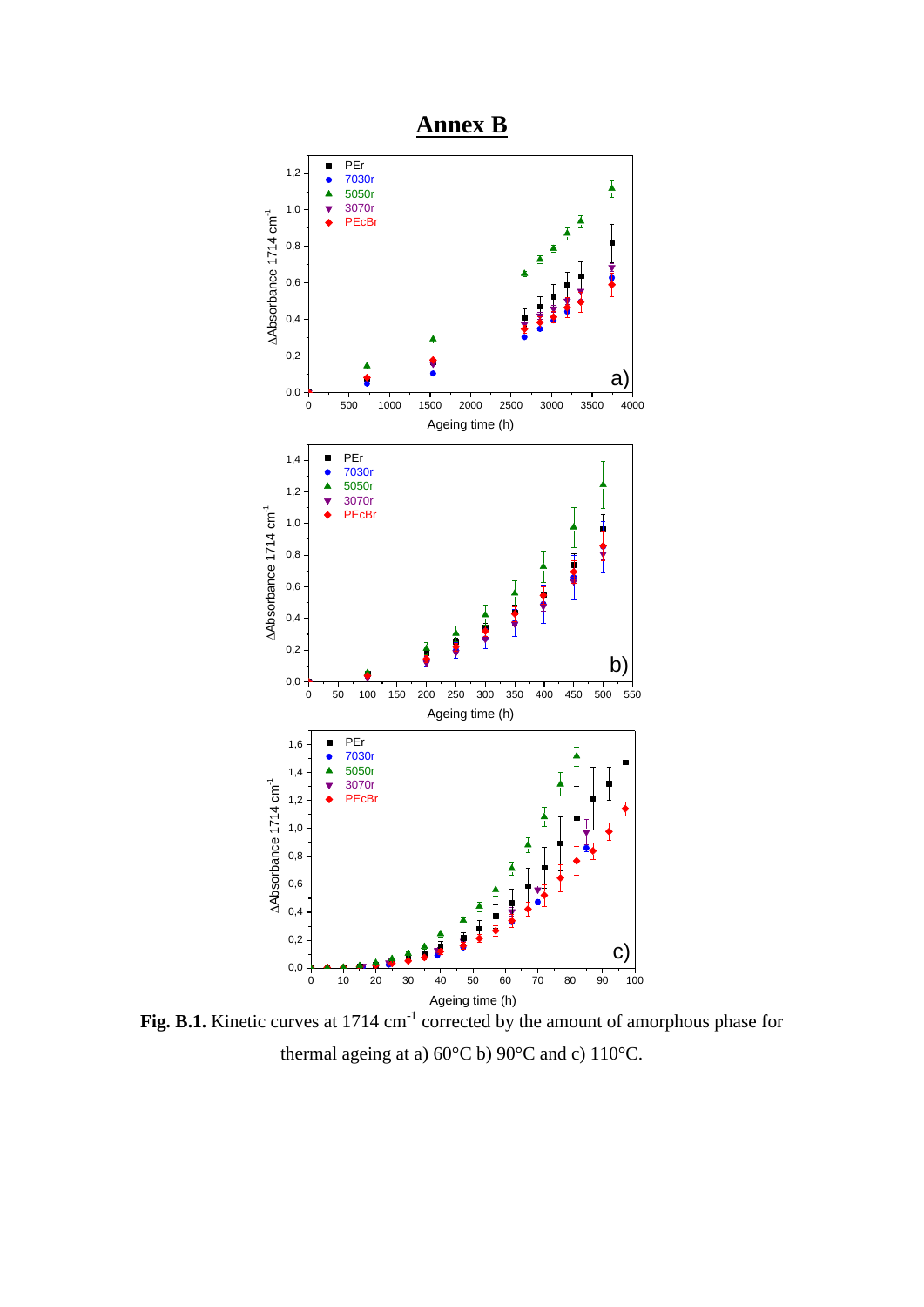# Annex B

**Fig. B.1.** Kinetic curves at 1714 $cm^{-1}$ corrected by the amount of amorphous phase for thermal ageing at a) 60°C b) 90°C and c) 110°C.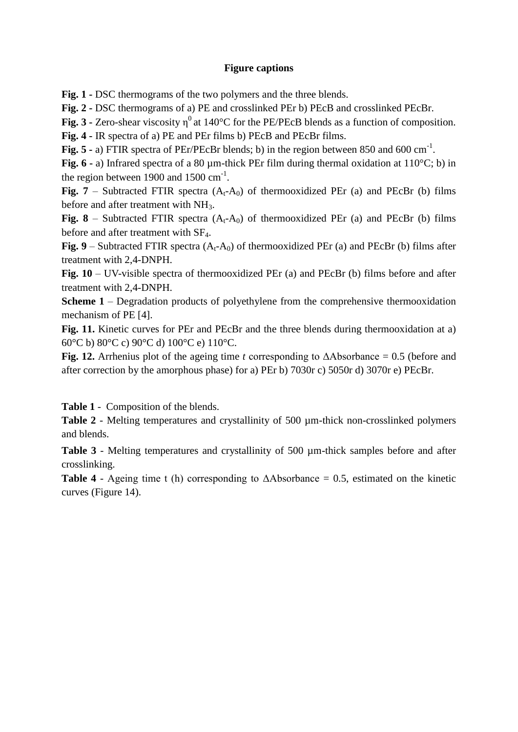## Figure captions

**Fig. 1 -** DSC thermograms of the two polymers and the three blends.

**Fig. 2 -** DSC thermograms of a) PE and crosslinked PEr b) PEcB and crosslinked PEcBr.

**Fig. 3 -** Zero-shear viscosity $\eta^0$ at 140°C for the PE/PEcB blends as a function of composition.

**Fig. 4 -** IR spectra of a) PE and PEr films b) PEcB and PEcBr films.

**Fig. 5 -** a) FTIR spectra of PEr/PEcBr blends; b) in the region between 850 and 600 $cm^{-1}$.

**Fig. 6 -** a) Infrared spectra of a 80 µm-thick PEr film during thermal oxidation at 110°C; b) in the region between 1900 and 1500 $cm^{-1}$.

**Fig. 7** – Subtracted FTIR spectra ($A_t$-$A_0$) of thermooxidized PEr (a) and PEcBr (b) films before and after treatment with $NH_3$.

**Fig. 8** – Subtracted FTIR spectra ($A_t$-$A_0$) of thermooxidized PEr (a) and PEcBr (b) films before and after treatment with $SF_4$.

**Fig. 9** – Subtracted FTIR spectra ($A_t$-$A_0$) of thermooxidized PEr (a) and PEcBr (b) films after treatment with 2,4-DNPH.

**Fig. 10** – UV-visible spectra of thermooxidized PEr (a) and PEcBr (b) films before and after treatment with 2,4-DNPH.

**Scheme 1** – Degradation products of polyethylene from the comprehensive thermooxidation mechanism of PE [4].

**Fig. 11.** Kinetic curves for PEr and PEcBr and the three blends during thermooxidation at a) 60°C b) 80°C c) 90°C d) 100°C e) 110°C.

**Fig. 12.** Arrhenius plot of the ageing time *t* corresponding to ΔAbsorbance = 0.5 (before and after correction by the amorphous phase) for a) PEr b) 7030r c) 5050r d) 3070r e) PEcBr.

**Table 1** - Composition of the blends.

**Table 2** - Melting temperatures and crystallinity of 500 µm-thick non-crosslinked polymers and blends.

**Table 3** - Melting temperatures and crystallinity of 500 µm-thick samples before and after crosslinking.

**Table 4** - Ageing time t (h) corresponding to ΔAbsorbance = 0.5, estimated on the kinetic curves (Figure 14).